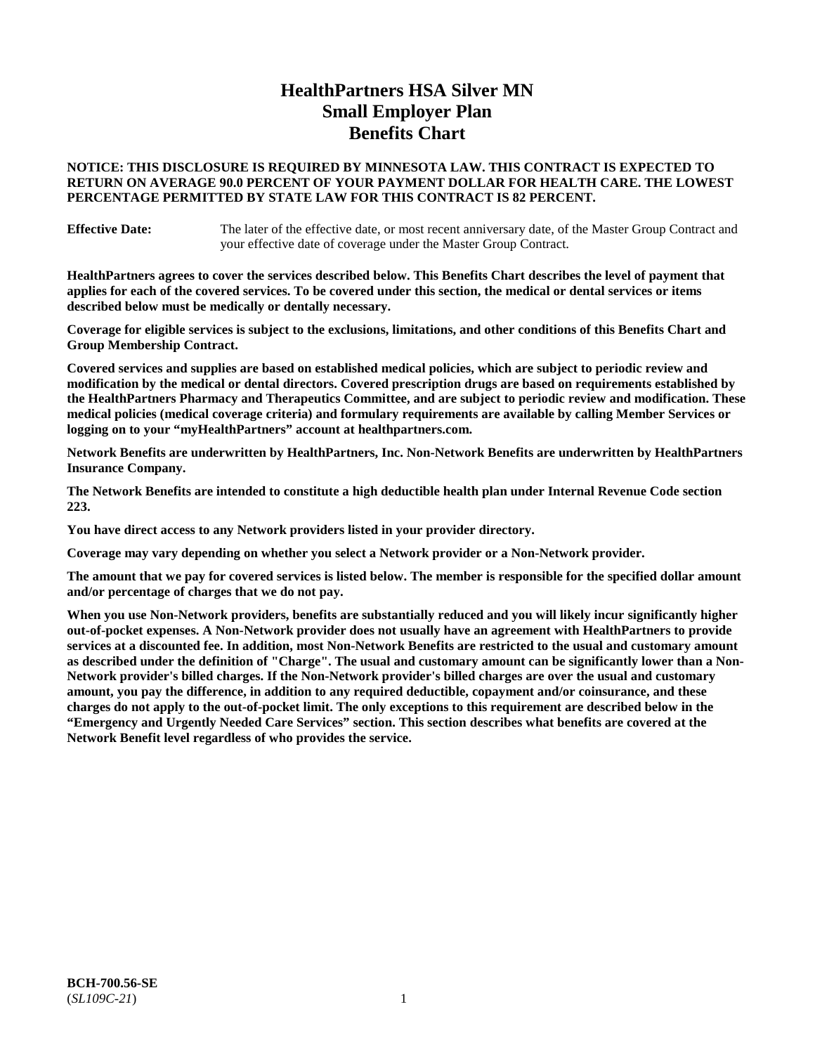# HealthPartners HSA Silver MN Small Employer Plan Benefits Chart

**NOTICE: THIS DISCLOSURE IS REQUIRED BY MINNESOTA LAW. THIS CONTRACT IS EXPECTED TO RETURN ON AVERAGE 90.0 PERCENT OF YOUR PAYMENT DOLLAR FOR HEALTH CARE. THE LOWEST PERCENTAGE PERMITTED BY STATE LAW FOR THIS CONTRACT IS 82 PERCENT.**

**Effective Date:** The later of the effective date, or most recent anniversary date, of the Master Group Contract and your effective date of coverage under the Master Group Contract.

**HealthPartners agrees to cover the services described below. This Benefits Chart describes the level of payment that applies for each of the covered services. To be covered under this section, the medical or dental services or items described below must be medically or dentally necessary.**

**Coverage for eligible services is subject to the exclusions, limitations, and other conditions of this Benefits Chart and Group Membership Contract.**

**Covered services and supplies are based on established medical policies, which are subject to periodic review and modification by the medical or dental directors. Covered prescription drugs are based on requirements established by the HealthPartners Pharmacy and Therapeutics Committee, and are subject to periodic review and modification. These medical policies (medical coverage criteria) and formulary requirements are available by calling Member Services or logging on to your "myHealthPartners" account at healthpartners.com.**

**Network Benefits are underwritten by HealthPartners, Inc. Non-Network Benefits are underwritten by HealthPartners Insurance Company.**

**The Network Benefits are intended to constitute a high deductible health plan under Internal Revenue Code section 223.**

**You have direct access to any Network providers listed in your provider directory.**

**Coverage may vary depending on whether you select a Network provider or a Non-Network provider.**

**The amount that we pay for covered services is listed below. The member is responsible for the specified dollar amount and/or percentage of charges that we do not pay.**

**When you use Non-Network providers, benefits are substantially reduced and you will likely incur significantly higher out-of-pocket expenses. A Non-Network provider does not usually have an agreement with HealthPartners to provide services at a discounted fee. In addition, most Non-Network Benefits are restricted to the usual and customary amount as described under the definition of "Charge". The usual and customary amount can be significantly lower than a Non-Network provider's billed charges. If the Non-Network provider's billed charges are over the usual and customary amount, you pay the difference, in addition to any required deductible, copayment and/or coinsurance, and these charges do not apply to the out-of-pocket limit. The only exceptions to this requirement are described below in the "Emergency and Urgently Needed Care Services" section. This section describes what benefits are covered at the Network Benefit level regardless of who provides the service.**

**BCH-700.56-SE**
(*SL109C-21*)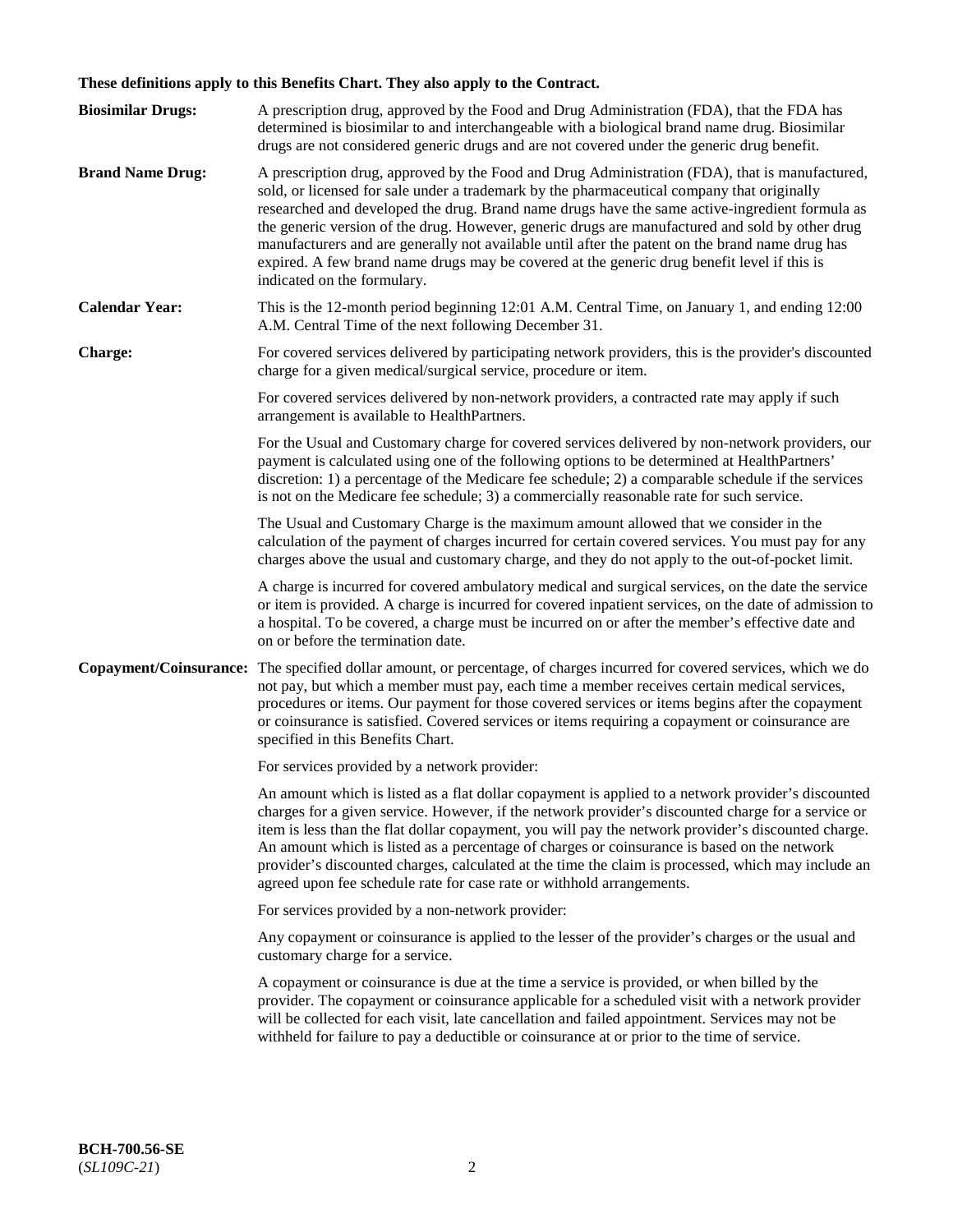**These definitions apply to this Benefits Chart. They also apply to the Contract.**

**Biosimilar Drugs:** A prescription drug, approved by the Food and Drug Administration (FDA), that the FDA has determined is biosimilar to and interchangeable with a biological brand name drug. Biosimilar drugs are not considered generic drugs and are not covered under the generic drug benefit.

**Brand Name Drug:** A prescription drug, approved by the Food and Drug Administration (FDA), that is manufactured, sold, or licensed for sale under a trademark by the pharmaceutical company that originally researched and developed the drug. Brand name drugs have the same active-ingredient formula as the generic version of the drug. However, generic drugs are manufactured and sold by other drug manufacturers and are generally not available until after the patent on the brand name drug has expired. A few brand name drugs may be covered at the generic drug benefit level if this is indicated on the formulary.

**Calendar Year:** This is the 12-month period beginning 12:01 A.M. Central Time, on January 1, and ending 12:00 A.M. Central Time of the next following December 31.

**Charge:** For covered services delivered by participating network providers, this is the provider's discounted charge for a given medical/surgical service, procedure or item.

For covered services delivered by non-network providers, a contracted rate may apply if such arrangement is available to HealthPartners.

For the Usual and Customary charge for covered services delivered by non-network providers, our payment is calculated using one of the following options to be determined at HealthPartners' discretion: 1) a percentage of the Medicare fee schedule; 2) a comparable schedule if the services is not on the Medicare fee schedule; 3) a commercially reasonable rate for such service.

The Usual and Customary Charge is the maximum amount allowed that we consider in the calculation of the payment of charges incurred for certain covered services. You must pay for any charges above the usual and customary charge, and they do not apply to the out-of-pocket limit.

A charge is incurred for covered ambulatory medical and surgical services, on the date the service or item is provided. A charge is incurred for covered inpatient services, on the date of admission to a hospital. To be covered, a charge must be incurred on or after the member's effective date and on or before the termination date.

**Copayment/Coinsurance:** The specified dollar amount, or percentage, of charges incurred for covered services, which we do not pay, but which a member must pay, each time a member receives certain medical services, procedures or items. Our payment for those covered services or items begins after the copayment or coinsurance is satisfied. Covered services or items requiring a copayment or coinsurance are specified in this Benefits Chart.

For services provided by a network provider:

An amount which is listed as a flat dollar copayment is applied to a network provider's discounted charges for a given service. However, if the network provider's discounted charge for a service or item is less than the flat dollar copayment, you will pay the network provider's discounted charge. An amount which is listed as a percentage of charges or coinsurance is based on the network provider's discounted charges, calculated at the time the claim is processed, which may include an agreed upon fee schedule rate for case rate or withhold arrangements.

For services provided by a non-network provider:

Any copayment or coinsurance is applied to the lesser of the provider's charges or the usual and customary charge for a service.

A copayment or coinsurance is due at the time a service is provided, or when billed by the provider. The copayment or coinsurance applicable for a scheduled visit with a network provider will be collected for each visit, late cancellation and failed appointment. Services may not be withheld for failure to pay a deductible or coinsurance at or prior to the time of service.

**BCH-700.56-SE**
(*SL109C-21*)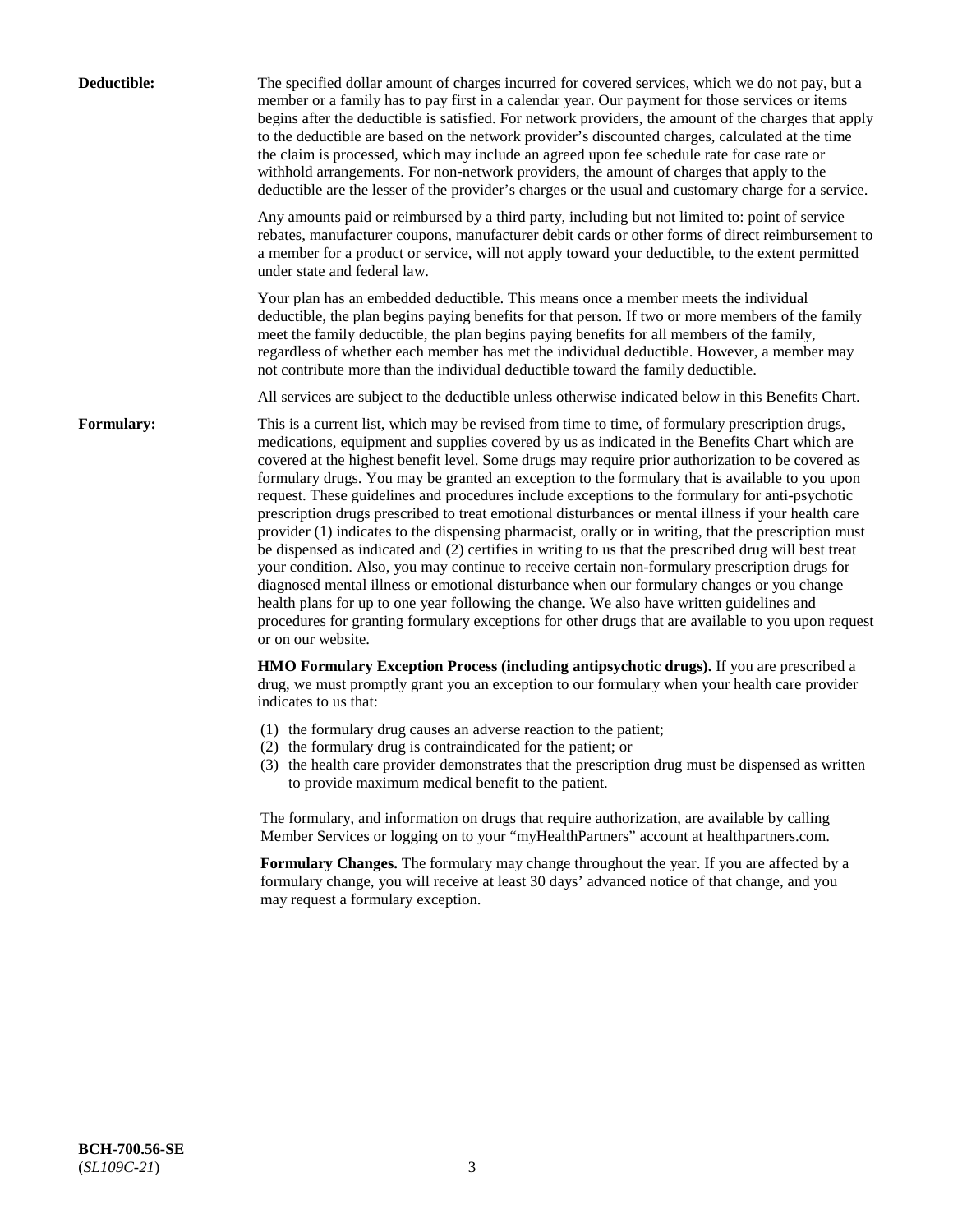**Deductible:** The specified dollar amount of charges incurred for covered services, which we do not pay, but a member or a family has to pay first in a calendar year. Our payment for those services or items begins after the deductible is satisfied. For network providers, the amount of the charges that apply to the deductible are based on the network provider's discounted charges, calculated at the time the claim is processed, which may include an agreed upon fee schedule rate for case rate or withhold arrangements. For non-network providers, the amount of charges that apply to the deductible are the lesser of the provider's charges or the usual and customary charge for a service.

Any amounts paid or reimbursed by a third party, including but not limited to: point of service rebates, manufacturer coupons, manufacturer debit cards or other forms of direct reimbursement to a member for a product or service, will not apply toward your deductible, to the extent permitted under state and federal law.

Your plan has an embedded deductible. This means once a member meets the individual deductible, the plan begins paying benefits for that person. If two or more members of the family meet the family deductible, the plan begins paying benefits for all members of the family, regardless of whether each member has met the individual deductible. However, a member may not contribute more than the individual deductible toward the family deductible.

All services are subject to the deductible unless otherwise indicated below in this Benefits Chart.

**Formulary:** This is a current list, which may be revised from time to time, of formulary prescription drugs, medications, equipment and supplies covered by us as indicated in the Benefits Chart which are covered at the highest benefit level. Some drugs may require prior authorization to be covered as formulary drugs. You may be granted an exception to the formulary that is available to you upon request. These guidelines and procedures include exceptions to the formulary for anti-psychotic prescription drugs prescribed to treat emotional disturbances or mental illness if your health care provider (1) indicates to the dispensing pharmacist, orally or in writing, that the prescription must be dispensed as indicated and (2) certifies in writing to us that the prescribed drug will best treat your condition. Also, you may continue to receive certain non-formulary prescription drugs for diagnosed mental illness or emotional disturbance when our formulary changes or you change health plans for up to one year following the change. We also have written guidelines and procedures for granting formulary exceptions for other drugs that are available to you upon request or on our website.

**HMO Formulary Exception Process (including antipsychotic drugs).** If you are prescribed a drug, we must promptly grant you an exception to our formulary when your health care provider indicates to us that:

(1) the formulary drug causes an adverse reaction to the patient;
(2) the formulary drug is contraindicated for the patient; or
(3) the health care provider demonstrates that the prescription drug must be dispensed as written to provide maximum medical benefit to the patient.

The formulary, and information on drugs that require authorization, are available by calling Member Services or logging on to your "myHealthPartners" account at healthpartners.com.

**Formulary Changes.** The formulary may change throughout the year. If you are affected by a formulary change, you will receive at least 30 days' advanced notice of that change, and you may request a formulary exception.

**BCH-700.56-SE**
(*SL109C-21*)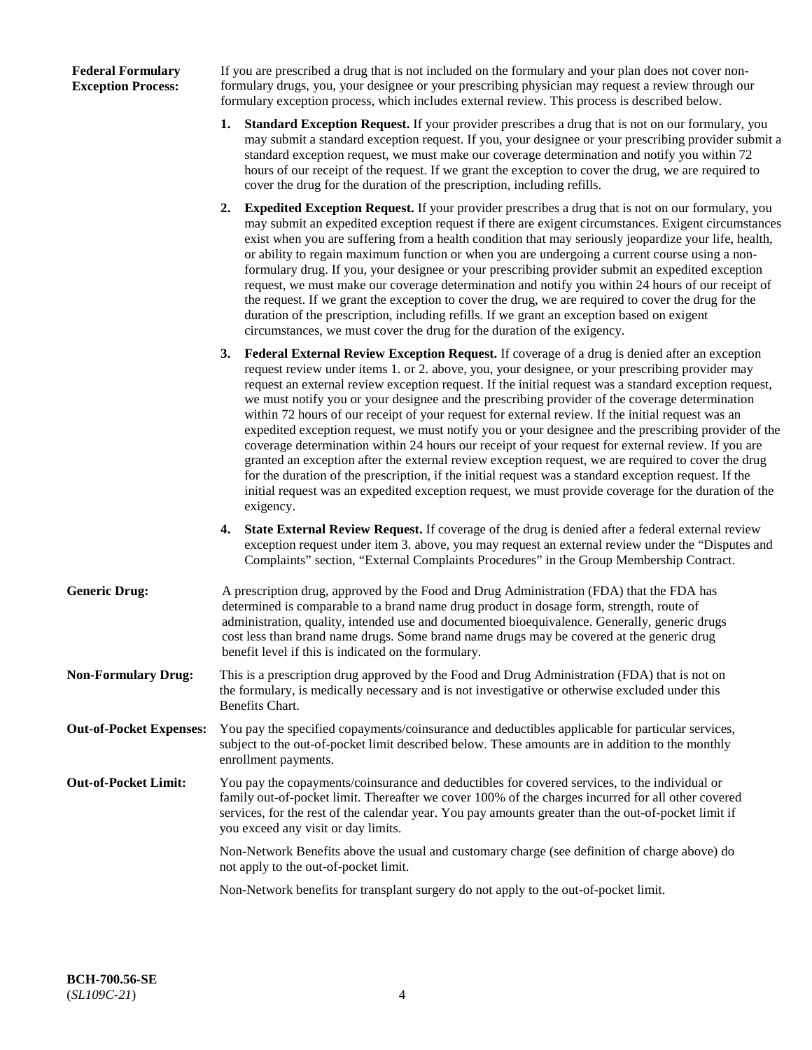**Federal Formulary Exception Process:** If you are prescribed a drug that is not included on the formulary and your plan does not cover non-formulary drugs, you, your designee or your prescribing physician may request a review through our formulary exception process, which includes external review. This process is described below.

1. **Standard Exception Request.** If your provider prescribes a drug that is not on our formulary, you may submit a standard exception request. If you, your designee or your prescribing provider submit a standard exception request, we must make our coverage determination and notify you within 72 hours of our receipt of the request. If we grant the exception to cover the drug, we are required to cover the drug for the duration of the prescription, including refills.

2. **Expedited Exception Request.** If your provider prescribes a drug that is not on our formulary, you may submit an expedited exception request if there are exigent circumstances. Exigent circumstances exist when you are suffering from a health condition that may seriously jeopardize your life, health, or ability to regain maximum function or when you are undergoing a current course using a non-formulary drug. If you, your designee or your prescribing provider submit an expedited exception request, we must make our coverage determination and notify you within 24 hours of our receipt of the request. If we grant the exception to cover the drug, we are required to cover the drug for the duration of the prescription, including refills. If we grant an exception based on exigent circumstances, we must cover the drug for the duration of the exigency.

3. **Federal External Review Exception Request.** If coverage of a drug is denied after an exception request review under items 1. or 2. above, you, your designee, or your prescribing provider may request an external review exception request. If the initial request was a standard exception request, we must notify you or your designee and the prescribing provider of the coverage determination within 72 hours of our receipt of your request for external review. If the initial request was an expedited exception request, we must notify you or your designee and the prescribing provider of the coverage determination within 24 hours our receipt of your request for external review. If you are granted an exception after the external review exception request, we are required to cover the drug for the duration of the prescription, if the initial request was a standard exception request. If the initial request was an expedited exception request, we must provide coverage for the duration of the exigency.

4. **State External Review Request.** If coverage of the drug is denied after a federal external review exception request under item 3. above, you may request an external review under the "Disputes and Complaints" section, "External Complaints Procedures" in the Group Membership Contract.

**Generic Drug:** A prescription drug, approved by the Food and Drug Administration (FDA) that the FDA has determined is comparable to a brand name drug product in dosage form, strength, route of administration, quality, intended use and documented bioequivalence. Generally, generic drugs cost less than brand name drugs. Some brand name drugs may be covered at the generic drug benefit level if this is indicated on the formulary.

**Non-Formulary Drug:** This is a prescription drug approved by the Food and Drug Administration (FDA) that is not on the formulary, is medically necessary and is not investigative or otherwise excluded under this Benefits Chart.

**Out-of-Pocket Expenses:** You pay the specified copayments/coinsurance and deductibles applicable for particular services, subject to the out-of-pocket limit described below. These amounts are in addition to the monthly enrollment payments.

**Out-of-Pocket Limit:** You pay the copayments/coinsurance and deductibles for covered services, to the individual or family out-of-pocket limit. Thereafter we cover 100% of the charges incurred for all other covered services, for the rest of the calendar year. You pay amounts greater than the out-of-pocket limit if you exceed any visit or day limits.

Non-Network Benefits above the usual and customary charge (see definition of charge above) do not apply to the out-of-pocket limit.

Non-Network benefits for transplant surgery do not apply to the out-of-pocket limit.

**BCH-700.56-SE**
(*SL109C-21*)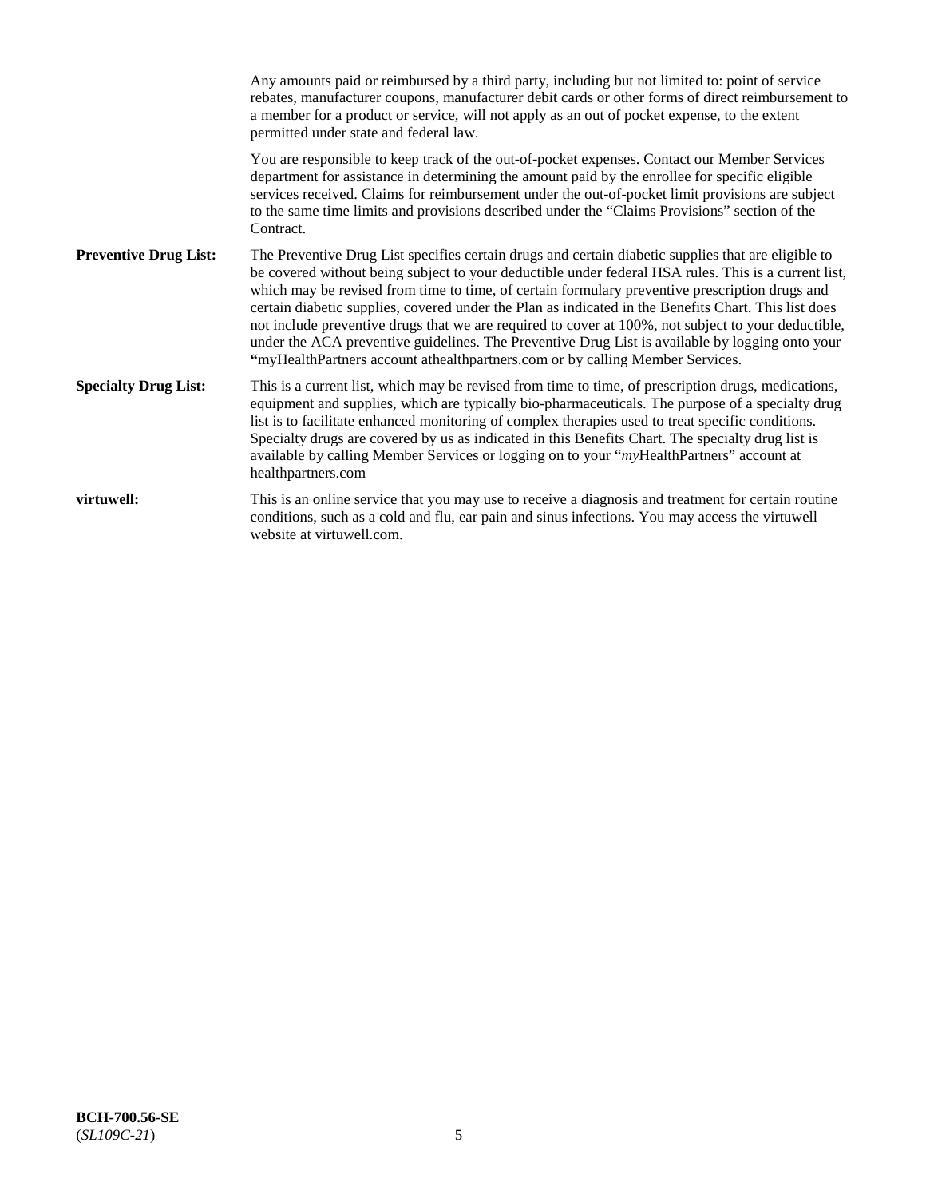Any amounts paid or reimbursed by a third party, including but not limited to: point of service rebates, manufacturer coupons, manufacturer debit cards or other forms of direct reimbursement to a member for a product or service, will not apply as an out of pocket expense, to the extent permitted under state and federal law.

You are responsible to keep track of the out-of-pocket expenses. Contact our Member Services department for assistance in determining the amount paid by the enrollee for specific eligible services received. Claims for reimbursement under the out-of-pocket limit provisions are subject to the same time limits and provisions described under the "Claims Provisions" section of the Contract.

**Preventive Drug List:** The Preventive Drug List specifies certain drugs and certain diabetic supplies that are eligible to be covered without being subject to your deductible under federal HSA rules. This is a current list, which may be revised from time to time, of certain formulary preventive prescription drugs and certain diabetic supplies, covered under the Plan as indicated in the Benefits Chart. This list does not include preventive drugs that we are required to cover at 100%, not subject to your deductible, under the ACA preventive guidelines. The Preventive Drug List is available by logging onto your **"**myHealthPartners account athealthpartners.com or by calling Member Services.

**Specialty Drug List:** This is a current list, which may be revised from time to time, of prescription drugs, medications, equipment and supplies, which are typically bio-pharmaceuticals. The purpose of a specialty drug list is to facilitate enhanced monitoring of complex therapies used to treat specific conditions. Specialty drugs are covered by us as indicated in this Benefits Chart. The specialty drug list is available by calling Member Services or logging on to your "*my*HealthPartners" account at healthpartners.com

**virtuwell:** This is an online service that you may use to receive a diagnosis and treatment for certain routine conditions, such as a cold and flu, ear pain and sinus infections. You may access the virtuwell website at virtuwell.com.

**BCH-700.56-SE**
(*SL109C-21*)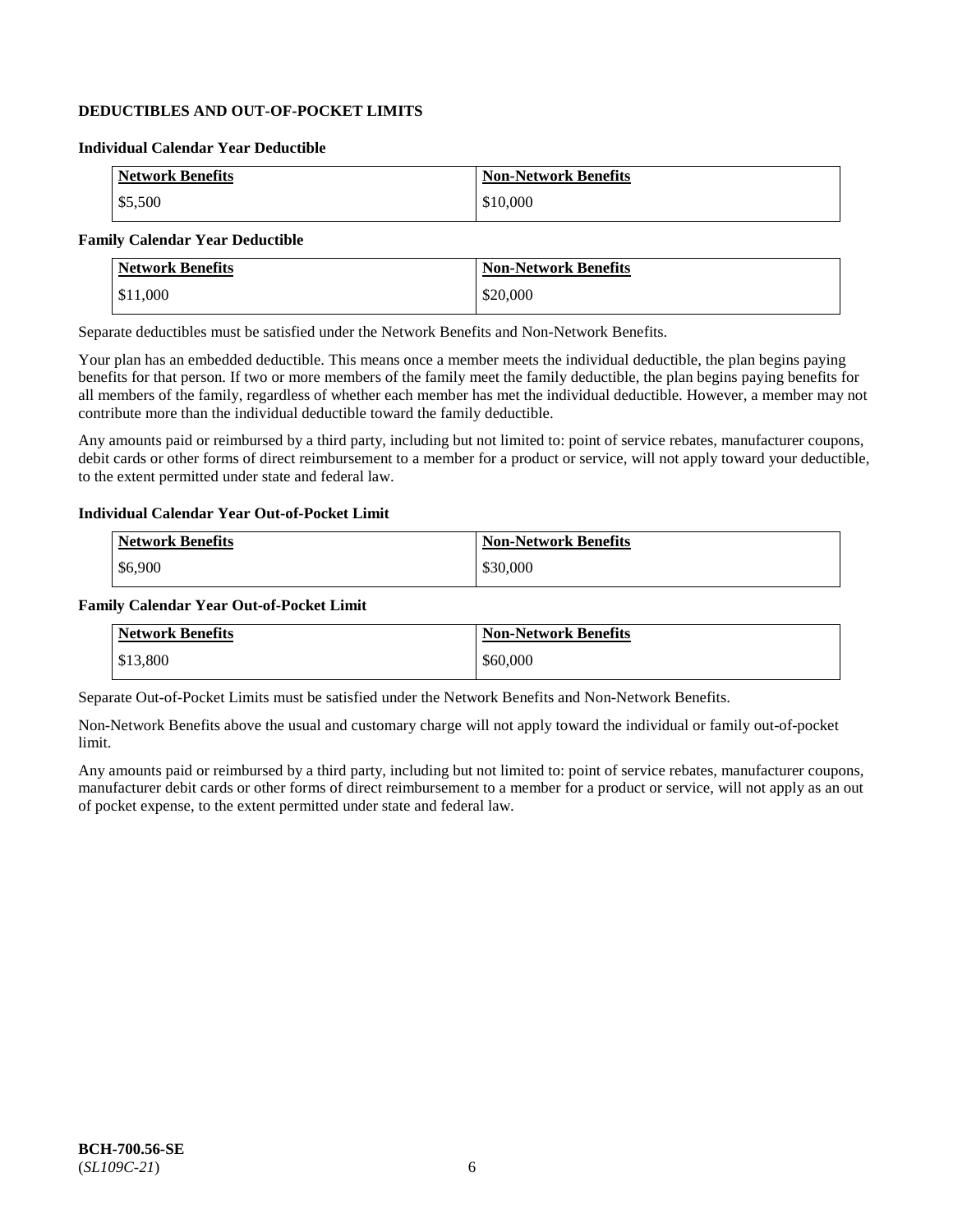## DEDUCTIBLES AND OUT-OF-POCKET LIMITS

### Individual Calendar Year Deductible

| Network Benefits | Non-Network Benefits |
|---|---|
| $5,500 | $10,000 |

### Family Calendar Year Deductible

| Network Benefits | Non-Network Benefits |
|---|---|
| $11,000 | $20,000 |

Separate deductibles must be satisfied under the Network Benefits and Non-Network Benefits.

Your plan has an embedded deductible. This means once a member meets the individual deductible, the plan begins paying benefits for that person. If two or more members of the family meet the family deductible, the plan begins paying benefits for all members of the family, regardless of whether each member has met the individual deductible. However, a member may not contribute more than the individual deductible toward the family deductible.

Any amounts paid or reimbursed by a third party, including but not limited to: point of service rebates, manufacturer coupons, debit cards or other forms of direct reimbursement to a member for a product or service, will not apply toward your deductible, to the extent permitted under state and federal law.

### Individual Calendar Year Out-of-Pocket Limit

| Network Benefits | Non-Network Benefits |
|---|---|
| $6,900 | $30,000 |

### Family Calendar Year Out-of-Pocket Limit

| Network Benefits | Non-Network Benefits |
|---|---|
| $13,800 | $60,000 |

Separate Out-of-Pocket Limits must be satisfied under the Network Benefits and Non-Network Benefits.

Non-Network Benefits above the usual and customary charge will not apply toward the individual or family out-of-pocket limit.

Any amounts paid or reimbursed by a third party, including but not limited to: point of service rebates, manufacturer coupons, manufacturer debit cards or other forms of direct reimbursement to a member for a product or service, will not apply as an out of pocket expense, to the extent permitted under state and federal law.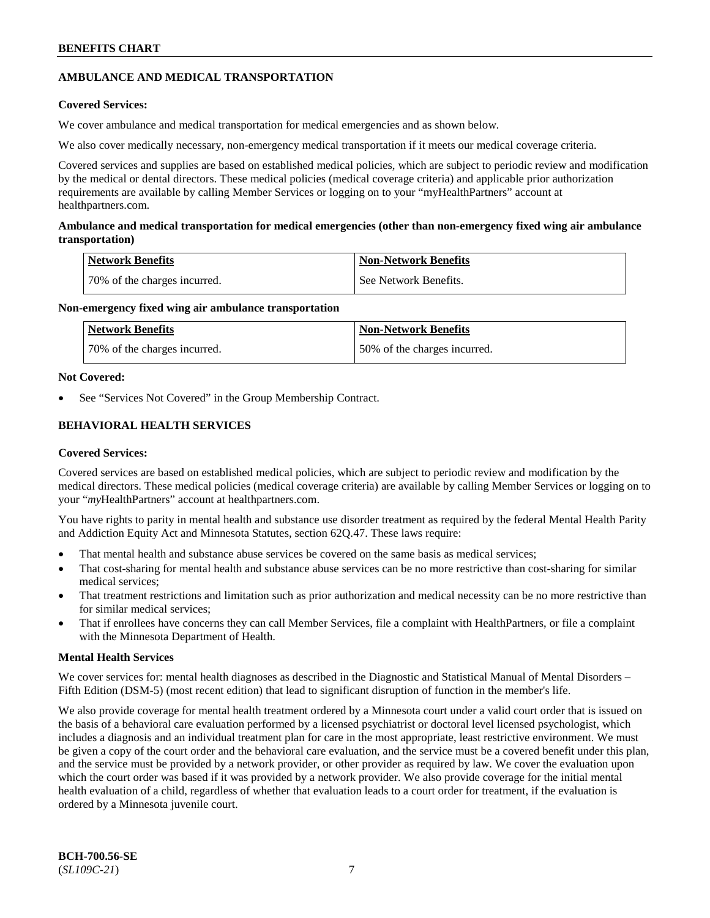## AMBULANCE AND MEDICAL TRANSPORTATION

**Covered Services:**

We cover ambulance and medical transportation for medical emergencies and as shown below.

We also cover medically necessary, non-emergency medical transportation if it meets our medical coverage criteria.

Covered services and supplies are based on established medical policies, which are subject to periodic review and modification by the medical or dental directors. These medical policies (medical coverage criteria) and applicable prior authorization requirements are available by calling Member Services or logging on to your "myHealthPartners" account at healthpartners.com.

**Ambulance and medical transportation for medical emergencies (other than non-emergency fixed wing air ambulance transportation)**

| Network Benefits | Non-Network Benefits |
|---|---|
| 70% of the charges incurred. | See Network Benefits. |

**Non-emergency fixed wing air ambulance transportation**

| Network Benefits | Non-Network Benefits |
|---|---|
| 70% of the charges incurred. | 50% of the charges incurred. |

**Not Covered:**

- See "Services Not Covered" in the Group Membership Contract.

## BEHAVIORAL HEALTH SERVICES

**Covered Services:**

Covered services are based on established medical policies, which are subject to periodic review and modification by the medical directors. These medical policies (medical coverage criteria) are available by calling Member Services or logging on to your "*my*HealthPartners" account at healthpartners.com.

You have rights to parity in mental health and substance use disorder treatment as required by the federal Mental Health Parity and Addiction Equity Act and Minnesota Statutes, section 62Q.47. These laws require:

- That mental health and substance abuse services be covered on the same basis as medical services;
- That cost-sharing for mental health and substance abuse services can be no more restrictive than cost-sharing for similar medical services;
- That treatment restrictions and limitation such as prior authorization and medical necessity can be no more restrictive than for similar medical services;
- That if enrollees have concerns they can call Member Services, file a complaint with HealthPartners, or file a complaint with the Minnesota Department of Health.

**Mental Health Services**

We cover services for: mental health diagnoses as described in the Diagnostic and Statistical Manual of Mental Disorders – Fifth Edition (DSM-5) (most recent edition) that lead to significant disruption of function in the member's life.

We also provide coverage for mental health treatment ordered by a Minnesota court under a valid court order that is issued on the basis of a behavioral care evaluation performed by a licensed psychiatrist or doctoral level licensed psychologist, which includes a diagnosis and an individual treatment plan for care in the most appropriate, least restrictive environment. We must be given a copy of the court order and the behavioral care evaluation, and the service must be a covered benefit under this plan, and the service must be provided by a network provider, or other provider as required by law. We cover the evaluation upon which the court order was based if it was provided by a network provider. We also provide coverage for the initial mental health evaluation of a child, regardless of whether that evaluation leads to a court order for treatment, if the evaluation is ordered by a Minnesota juvenile court.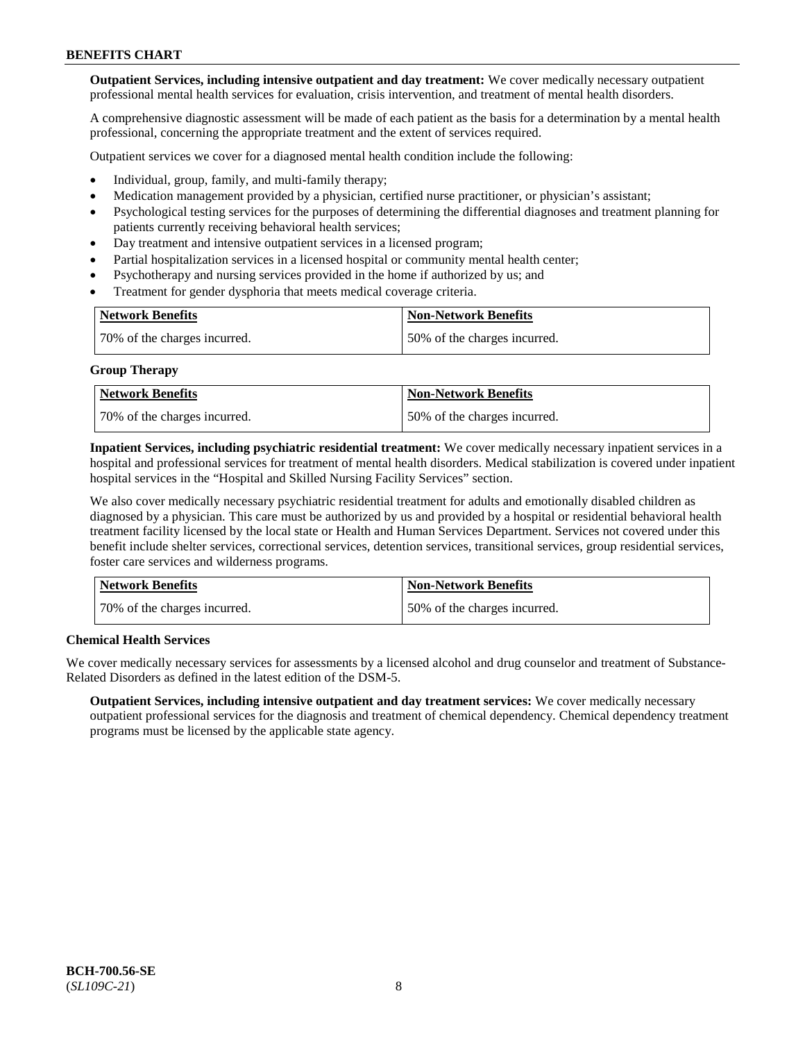**Outpatient Services, including intensive outpatient and day treatment:** We cover medically necessary outpatient professional mental health services for evaluation, crisis intervention, and treatment of mental health disorders.

A comprehensive diagnostic assessment will be made of each patient as the basis for a determination by a mental health professional, concerning the appropriate treatment and the extent of services required.

Outpatient services we cover for a diagnosed mental health condition include the following:

- Individual, group, family, and multi-family therapy;
- Medication management provided by a physician, certified nurse practitioner, or physician's assistant;
- Psychological testing services for the purposes of determining the differential diagnoses and treatment planning for patients currently receiving behavioral health services;
- Day treatment and intensive outpatient services in a licensed program;
- Partial hospitalization services in a licensed hospital or community mental health center;
- Psychotherapy and nursing services provided in the home if authorized by us; and
- Treatment for gender dysphoria that meets medical coverage criteria.

| Network Benefits | Non-Network Benefits |
|---|---|
| 70% of the charges incurred. | 50% of the charges incurred. |

**Group Therapy**

| Network Benefits | Non-Network Benefits |
|---|---|
| 70% of the charges incurred. | 50% of the charges incurred. |

**Inpatient Services, including psychiatric residential treatment:** We cover medically necessary inpatient services in a hospital and professional services for treatment of mental health disorders. Medical stabilization is covered under inpatient hospital services in the "Hospital and Skilled Nursing Facility Services" section.

We also cover medically necessary psychiatric residential treatment for adults and emotionally disabled children as diagnosed by a physician. This care must be authorized by us and provided by a hospital or residential behavioral health treatment facility licensed by the local state or Health and Human Services Department. Services not covered under this benefit include shelter services, correctional services, detention services, transitional services, group residential services, foster care services and wilderness programs.

| Network Benefits | Non-Network Benefits |
|---|---|
| 70% of the charges incurred. | 50% of the charges incurred. |

**Chemical Health Services**

We cover medically necessary services for assessments by a licensed alcohol and drug counselor and treatment of Substance-Related Disorders as defined in the latest edition of the DSM-5.

**Outpatient Services, including intensive outpatient and day treatment services:** We cover medically necessary outpatient professional services for the diagnosis and treatment of chemical dependency. Chemical dependency treatment programs must be licensed by the applicable state agency.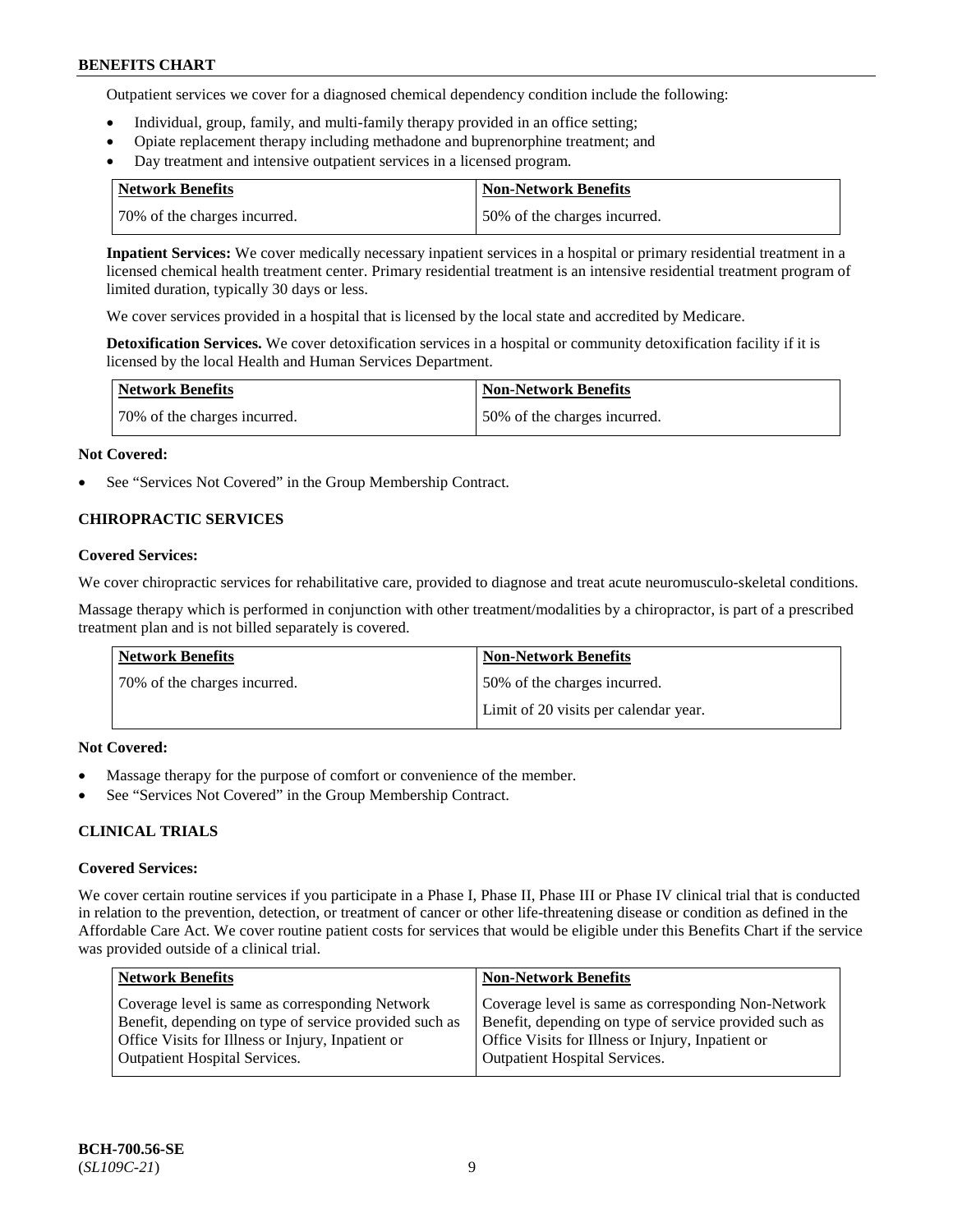Outpatient services we cover for a diagnosed chemical dependency condition include the following:

- Individual, group, family, and multi-family therapy provided in an office setting;
- Opiate replacement therapy including methadone and buprenorphine treatment; and
- Day treatment and intensive outpatient services in a licensed program.

| Network Benefits | Non-Network Benefits |
|---|---|
| 70% of the charges incurred. | 50% of the charges incurred. |

**Inpatient Services:** We cover medically necessary inpatient services in a hospital or primary residential treatment in a licensed chemical health treatment center. Primary residential treatment is an intensive residential treatment program of limited duration, typically 30 days or less.

We cover services provided in a hospital that is licensed by the local state and accredited by Medicare.

**Detoxification Services.** We cover detoxification services in a hospital or community detoxification facility if it is licensed by the local Health and Human Services Department.

| Network Benefits | Non-Network Benefits |
|---|---|
| 70% of the charges incurred. | 50% of the charges incurred. |

**Not Covered:**

- See "Services Not Covered" in the Group Membership Contract.

## CHIROPRACTIC SERVICES

**Covered Services:**

We cover chiropractic services for rehabilitative care, provided to diagnose and treat acute neuromusculo-skeletal conditions.

Massage therapy which is performed in conjunction with other treatment/modalities by a chiropractor, is part of a prescribed treatment plan and is not billed separately is covered.

| Network Benefits | Non-Network Benefits |
|---|---|
| 70% of the charges incurred. | 50% of the charges incurred.<br>Limit of 20 visits per calendar year. |

**Not Covered:**

- Massage therapy for the purpose of comfort or convenience of the member.
- See "Services Not Covered" in the Group Membership Contract.

## CLINICAL TRIALS

**Covered Services:**

We cover certain routine services if you participate in a Phase I, Phase II, Phase III or Phase IV clinical trial that is conducted in relation to the prevention, detection, or treatment of cancer or other life-threatening disease or condition as defined in the Affordable Care Act. We cover routine patient costs for services that would be eligible under this Benefits Chart if the service was provided outside of a clinical trial.

| Network Benefits | Non-Network Benefits |
|---|---|
| Coverage level is same as corresponding Network Benefit, depending on type of service provided such as Office Visits for Illness or Injury, Inpatient or Outpatient Hospital Services. | Coverage level is same as corresponding Non-Network Benefit, depending on type of service provided such as Office Visits for Illness or Injury, Inpatient or Outpatient Hospital Services. |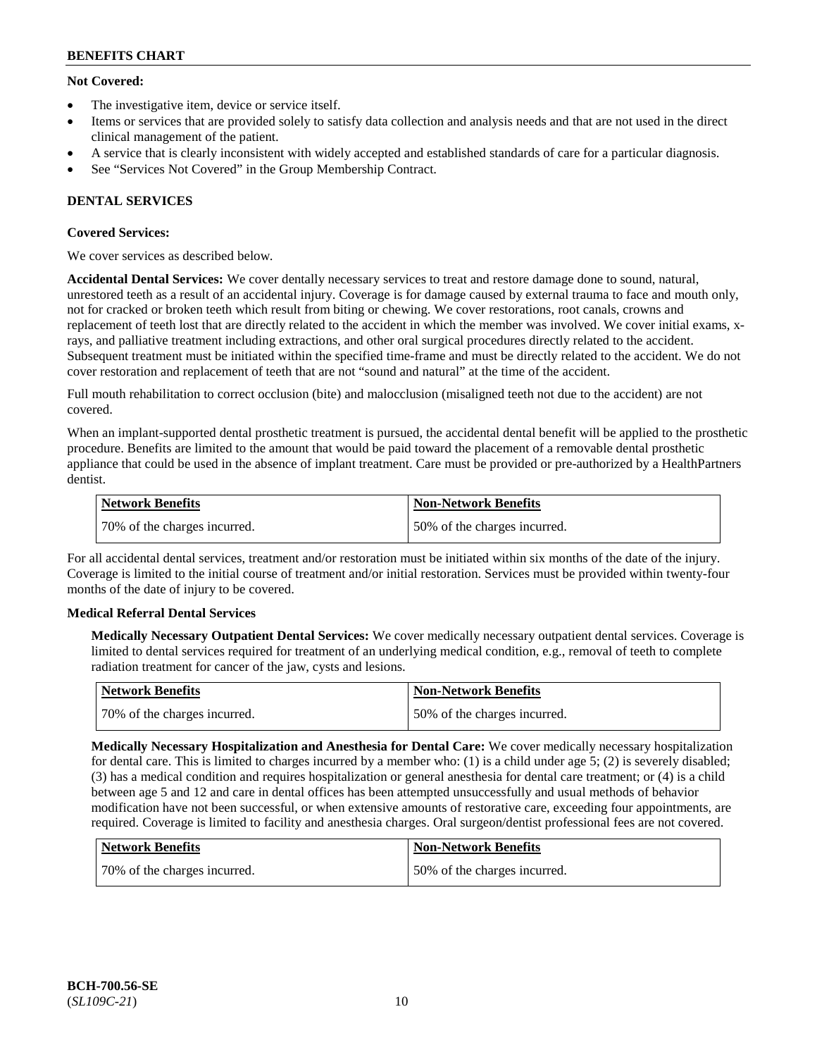**Not Covered:**

- The investigative item, device or service itself.
- Items or services that are provided solely to satisfy data collection and analysis needs and that are not used in the direct clinical management of the patient.
- A service that is clearly inconsistent with widely accepted and established standards of care for a particular diagnosis.
- See "Services Not Covered" in the Group Membership Contract.

## DENTAL SERVICES

**Covered Services:**

We cover services as described below.

**Accidental Dental Services:** We cover dentally necessary services to treat and restore damage done to sound, natural, unrestored teeth as a result of an accidental injury. Coverage is for damage caused by external trauma to face and mouth only, not for cracked or broken teeth which result from biting or chewing. We cover restorations, root canals, crowns and replacement of teeth lost that are directly related to the accident in which the member was involved. We cover initial exams, x-rays, and palliative treatment including extractions, and other oral surgical procedures directly related to the accident. Subsequent treatment must be initiated within the specified time-frame and must be directly related to the accident. We do not cover restoration and replacement of teeth that are not "sound and natural" at the time of the accident.

Full mouth rehabilitation to correct occlusion (bite) and malocclusion (misaligned teeth not due to the accident) are not covered.

When an implant-supported dental prosthetic treatment is pursued, the accidental dental benefit will be applied to the prosthetic procedure. Benefits are limited to the amount that would be paid toward the placement of a removable dental prosthetic appliance that could be used in the absence of implant treatment. Care must be provided or pre-authorized by a HealthPartners dentist.

| Network Benefits | Non-Network Benefits |
| --- | --- |
| 70% of the charges incurred. | 50% of the charges incurred. |

For all accidental dental services, treatment and/or restoration must be initiated within six months of the date of the injury. Coverage is limited to the initial course of treatment and/or initial restoration. Services must be provided within twenty-four months of the date of injury to be covered.

**Medical Referral Dental Services**

**Medically Necessary Outpatient Dental Services:** We cover medically necessary outpatient dental services. Coverage is limited to dental services required for treatment of an underlying medical condition, e.g., removal of teeth to complete radiation treatment for cancer of the jaw, cysts and lesions.

| Network Benefits | Non-Network Benefits |
| --- | --- |
| 70% of the charges incurred. | 50% of the charges incurred. |

**Medically Necessary Hospitalization and Anesthesia for Dental Care:** We cover medically necessary hospitalization for dental care. This is limited to charges incurred by a member who: (1) is a child under age 5; (2) is severely disabled; (3) has a medical condition and requires hospitalization or general anesthesia for dental care treatment; or (4) is a child between age 5 and 12 and care in dental offices has been attempted unsuccessfully and usual methods of behavior modification have not been successful, or when extensive amounts of restorative care, exceeding four appointments, are required. Coverage is limited to facility and anesthesia charges. Oral surgeon/dentist professional fees are not covered.

| Network Benefits | Non-Network Benefits |
| --- | --- |
| 70% of the charges incurred. | 50% of the charges incurred. |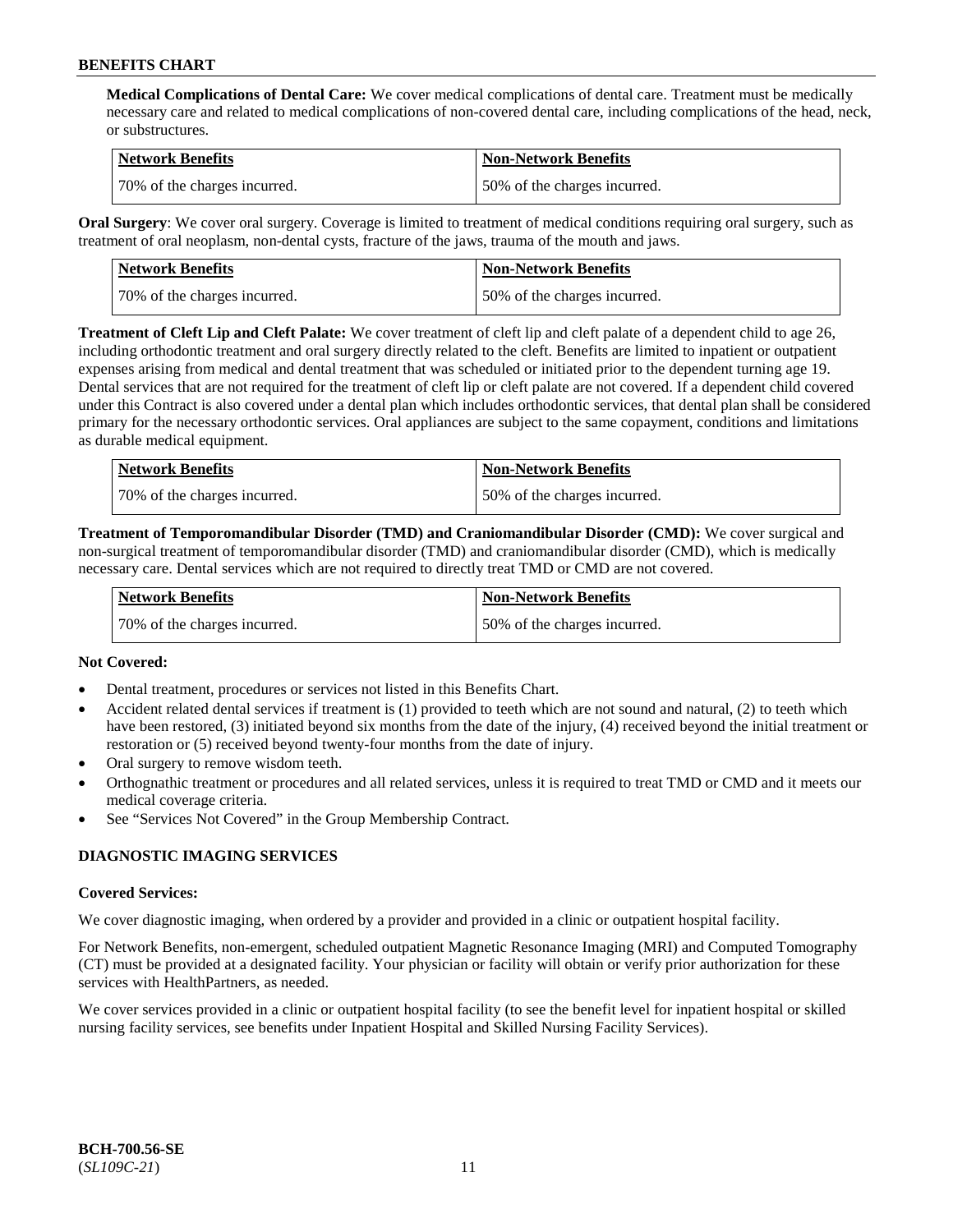**Medical Complications of Dental Care:** We cover medical complications of dental care. Treatment must be medically necessary care and related to medical complications of non-covered dental care, including complications of the head, neck, or substructures.

| Network Benefits | Non-Network Benefits |
| --- | --- |
| 70% of the charges incurred. | 50% of the charges incurred. |

**Oral Surgery**: We cover oral surgery. Coverage is limited to treatment of medical conditions requiring oral surgery, such as treatment of oral neoplasm, non-dental cysts, fracture of the jaws, trauma of the mouth and jaws.

| Network Benefits | Non-Network Benefits |
| --- | --- |
| 70% of the charges incurred. | 50% of the charges incurred. |

**Treatment of Cleft Lip and Cleft Palate:** We cover treatment of cleft lip and cleft palate of a dependent child to age 26, including orthodontic treatment and oral surgery directly related to the cleft. Benefits are limited to inpatient or outpatient expenses arising from medical and dental treatment that was scheduled or initiated prior to the dependent turning age 19. Dental services that are not required for the treatment of cleft lip or cleft palate are not covered. If a dependent child covered under this Contract is also covered under a dental plan which includes orthodontic services, that dental plan shall be considered primary for the necessary orthodontic services. Oral appliances are subject to the same copayment, conditions and limitations as durable medical equipment.

| Network Benefits | Non-Network Benefits |
| --- | --- |
| 70% of the charges incurred. | 50% of the charges incurred. |

**Treatment of Temporomandibular Disorder (TMD) and Craniomandibular Disorder (CMD):** We cover surgical and non-surgical treatment of temporomandibular disorder (TMD) and craniomandibular disorder (CMD), which is medically necessary care. Dental services which are not required to directly treat TMD or CMD are not covered.

| Network Benefits | Non-Network Benefits |
| --- | --- |
| 70% of the charges incurred. | 50% of the charges incurred. |

**Not Covered:**

- Dental treatment, procedures or services not listed in this Benefits Chart.
- Accident related dental services if treatment is (1) provided to teeth which are not sound and natural, (2) to teeth which have been restored, (3) initiated beyond six months from the date of the injury, (4) received beyond the initial treatment or restoration or (5) received beyond twenty-four months from the date of injury.
- Oral surgery to remove wisdom teeth.
- Orthognathic treatment or procedures and all related services, unless it is required to treat TMD or CMD and it meets our medical coverage criteria.
- See "Services Not Covered" in the Group Membership Contract.

## DIAGNOSTIC IMAGING SERVICES

**Covered Services:**

We cover diagnostic imaging, when ordered by a provider and provided in a clinic or outpatient hospital facility.

For Network Benefits, non-emergent, scheduled outpatient Magnetic Resonance Imaging (MRI) and Computed Tomography (CT) must be provided at a designated facility. Your physician or facility will obtain or verify prior authorization for these services with HealthPartners, as needed.

We cover services provided in a clinic or outpatient hospital facility (to see the benefit level for inpatient hospital or skilled nursing facility services, see benefits under Inpatient Hospital and Skilled Nursing Facility Services).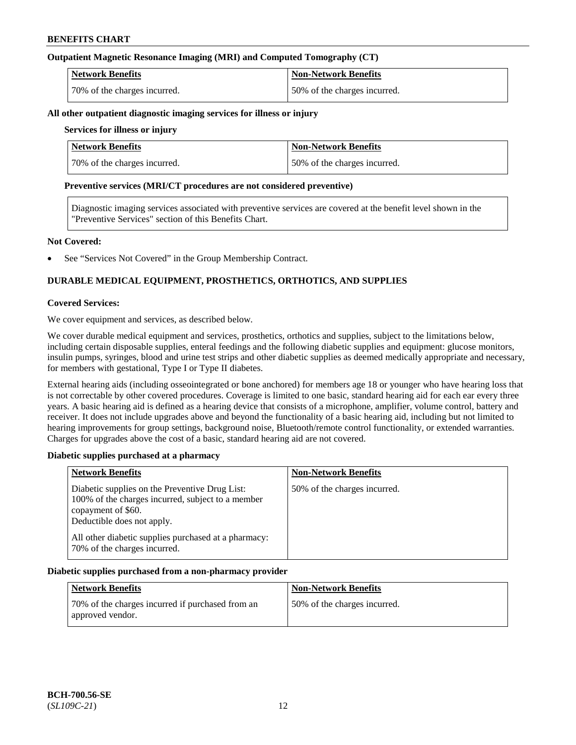**Outpatient Magnetic Resonance Imaging (MRI) and Computed Tomography (CT)**

| Network Benefits | Non-Network Benefits |
|---|---|
| 70% of the charges incurred. | 50% of the charges incurred. |

**All other outpatient diagnostic imaging services for illness or injury**

**Services for illness or injury**

| Network Benefits | Non-Network Benefits |
|---|---|
| 70% of the charges incurred. | 50% of the charges incurred. |

**Preventive services (MRI/CT procedures are not considered preventive)**

Diagnostic imaging services associated with preventive services are covered at the benefit level shown in the "Preventive Services" section of this Benefits Chart.

**Not Covered:**

- See "Services Not Covered" in the Group Membership Contract.

## DURABLE MEDICAL EQUIPMENT, PROSTHETICS, ORTHOTICS, AND SUPPLIES

**Covered Services:**

We cover equipment and services, as described below.

We cover durable medical equipment and services, prosthetics, orthotics and supplies, subject to the limitations below, including certain disposable supplies, enteral feedings and the following diabetic supplies and equipment: glucose monitors, insulin pumps, syringes, blood and urine test strips and other diabetic supplies as deemed medically appropriate and necessary, for members with gestational, Type I or Type II diabetes.

External hearing aids (including osseointegrated or bone anchored) for members age 18 or younger who have hearing loss that is not correctable by other covered procedures. Coverage is limited to one basic, standard hearing aid for each ear every three years. A basic hearing aid is defined as a hearing device that consists of a microphone, amplifier, volume control, battery and receiver. It does not include upgrades above and beyond the functionality of a basic hearing aid, including but not limited to hearing improvements for group settings, background noise, Bluetooth/remote control functionality, or extended warranties. Charges for upgrades above the cost of a basic, standard hearing aid are not covered.

**Diabetic supplies purchased at a pharmacy**

| Network Benefits | Non-Network Benefits |
|---|---|
| Diabetic supplies on the Preventive Drug List: 100% of the charges incurred, subject to a member copayment of $60. Deductible does not apply.<br><br>All other diabetic supplies purchased at a pharmacy: 70% of the charges incurred. | 50% of the charges incurred. |

**Diabetic supplies purchased from a non-pharmacy provider**

| Network Benefits | Non-Network Benefits |
|---|---|
| 70% of the charges incurred if purchased from an approved vendor. | 50% of the charges incurred. |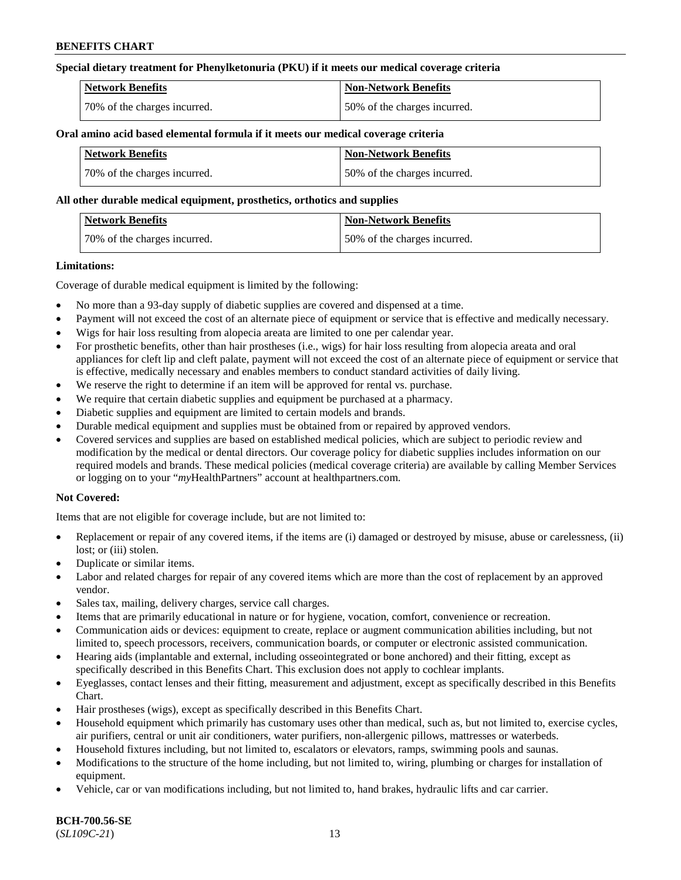**Special dietary treatment for Phenylketonuria (PKU) if it meets our medical coverage criteria**

| Network Benefits | Non-Network Benefits |
| --- | --- |
| 70% of the charges incurred. | 50% of the charges incurred. |

**Oral amino acid based elemental formula if it meets our medical coverage criteria**

| Network Benefits | Non-Network Benefits |
| --- | --- |
| 70% of the charges incurred. | 50% of the charges incurred. |

**All other durable medical equipment, prosthetics, orthotics and supplies**

| Network Benefits | Non-Network Benefits |
| --- | --- |
| 70% of the charges incurred. | 50% of the charges incurred. |

**Limitations:**

Coverage of durable medical equipment is limited by the following:

- No more than a 93-day supply of diabetic supplies are covered and dispensed at a time.
- Payment will not exceed the cost of an alternate piece of equipment or service that is effective and medically necessary.
- Wigs for hair loss resulting from alopecia areata are limited to one per calendar year.
- For prosthetic benefits, other than hair prostheses (i.e., wigs) for hair loss resulting from alopecia areata and oral appliances for cleft lip and cleft palate, payment will not exceed the cost of an alternate piece of equipment or service that is effective, medically necessary and enables members to conduct standard activities of daily living.
- We reserve the right to determine if an item will be approved for rental vs. purchase.
- We require that certain diabetic supplies and equipment be purchased at a pharmacy.
- Diabetic supplies and equipment are limited to certain models and brands.
- Durable medical equipment and supplies must be obtained from or repaired by approved vendors.
- Covered services and supplies are based on established medical policies, which are subject to periodic review and modification by the medical or dental directors. Our coverage policy for diabetic supplies includes information on our required models and brands. These medical policies (medical coverage criteria) are available by calling Member Services or logging on to your "*my*HealthPartners" account at healthpartners.com.

**Not Covered:**

Items that are not eligible for coverage include, but are not limited to:

- Replacement or repair of any covered items, if the items are (i) damaged or destroyed by misuse, abuse or carelessness, (ii) lost; or (iii) stolen.
- Duplicate or similar items.
- Labor and related charges for repair of any covered items which are more than the cost of replacement by an approved vendor.
- Sales tax, mailing, delivery charges, service call charges.
- Items that are primarily educational in nature or for hygiene, vocation, comfort, convenience or recreation.
- Communication aids or devices: equipment to create, replace or augment communication abilities including, but not limited to, speech processors, receivers, communication boards, or computer or electronic assisted communication.
- Hearing aids (implantable and external, including osseointegrated or bone anchored) and their fitting, except as specifically described in this Benefits Chart. This exclusion does not apply to cochlear implants.
- Eyeglasses, contact lenses and their fitting, measurement and adjustment, except as specifically described in this Benefits Chart.
- Hair prostheses (wigs), except as specifically described in this Benefits Chart.
- Household equipment which primarily has customary uses other than medical, such as, but not limited to, exercise cycles, air purifiers, central or unit air conditioners, water purifiers, non-allergenic pillows, mattresses or waterbeds.
- Household fixtures including, but not limited to, escalators or elevators, ramps, swimming pools and saunas.
- Modifications to the structure of the home including, but not limited to, wiring, plumbing or charges for installation of equipment.
- Vehicle, car or van modifications including, but not limited to, hand brakes, hydraulic lifts and car carrier.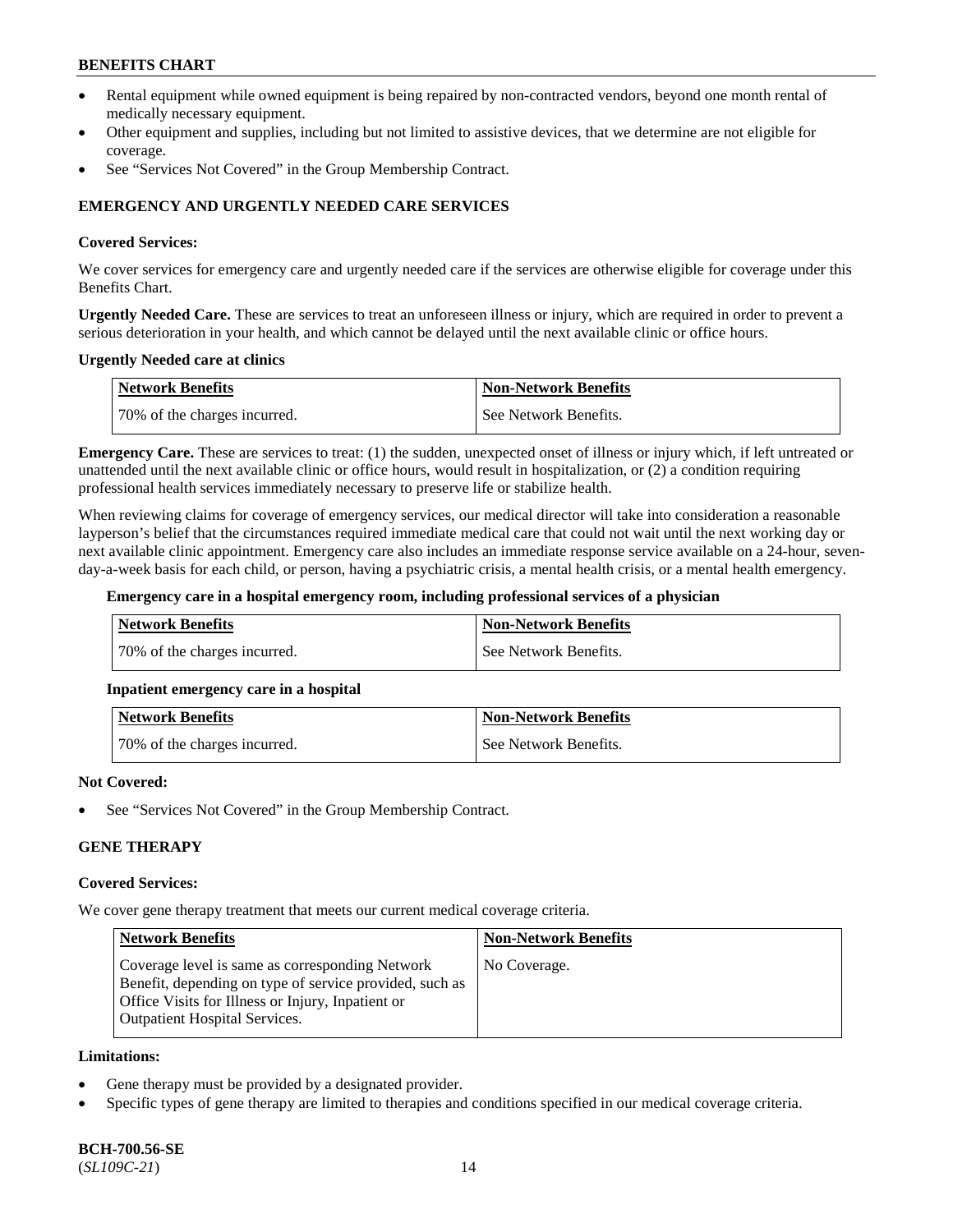- Rental equipment while owned equipment is being repaired by non-contracted vendors, beyond one month rental of medically necessary equipment.
- Other equipment and supplies, including but not limited to assistive devices, that we determine are not eligible for coverage.
- See "Services Not Covered" in the Group Membership Contract.

## EMERGENCY AND URGENTLY NEEDED CARE SERVICES

### Covered Services:

We cover services for emergency care and urgently needed care if the services are otherwise eligible for coverage under this Benefits Chart.

**Urgently Needed Care.** These are services to treat an unforeseen illness or injury, which are required in order to prevent a serious deterioration in your health, and which cannot be delayed until the next available clinic or office hours.

**Urgently Needed care at clinics**

| Network Benefits | Non-Network Benefits |
|---|---|
| 70% of the charges incurred. | See Network Benefits. |

**Emergency Care.** These are services to treat: (1) the sudden, unexpected onset of illness or injury which, if left untreated or unattended until the next available clinic or office hours, would result in hospitalization, or (2) a condition requiring professional health services immediately necessary to preserve life or stabilize health.

When reviewing claims for coverage of emergency services, our medical director will take into consideration a reasonable layperson's belief that the circumstances required immediate medical care that could not wait until the next working day or next available clinic appointment. Emergency care also includes an immediate response service available on a 24-hour, seven-day-a-week basis for each child, or person, having a psychiatric crisis, a mental health crisis, or a mental health emergency.

**Emergency care in a hospital emergency room, including professional services of a physician**

| Network Benefits | Non-Network Benefits |
|---|---|
| 70% of the charges incurred. | See Network Benefits. |

**Inpatient emergency care in a hospital**

| Network Benefits | Non-Network Benefits |
|---|---|
| 70% of the charges incurred. | See Network Benefits. |

### Not Covered:

- See "Services Not Covered" in the Group Membership Contract.

## GENE THERAPY

### Covered Services:

We cover gene therapy treatment that meets our current medical coverage criteria.

| Network Benefits | Non-Network Benefits |
|---|---|
| Coverage level is same as corresponding Network Benefit, depending on type of service provided, such as Office Visits for Illness or Injury, Inpatient or Outpatient Hospital Services. | No Coverage. |

### Limitations:

- Gene therapy must be provided by a designated provider.
- Specific types of gene therapy are limited to therapies and conditions specified in our medical coverage criteria.

**BCH-700.56-SE**
(*SL109C-21*)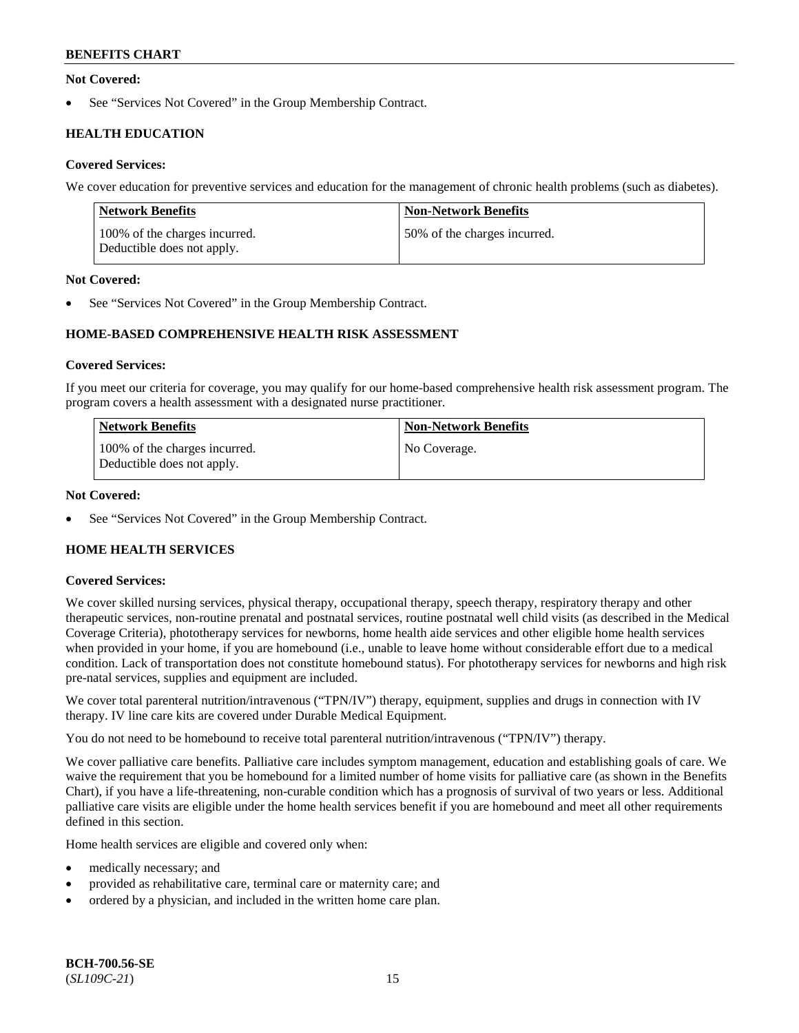**Not Covered:**

- See "Services Not Covered" in the Group Membership Contract.

**HEALTH EDUCATION**

**Covered Services:**

We cover education for preventive services and education for the management of chronic health problems (such as diabetes).

| Network Benefits | Non-Network Benefits |
|---|---|
| 100% of the charges incurred. Deductible does not apply. | 50% of the charges incurred. |

**Not Covered:**

- See "Services Not Covered" in the Group Membership Contract.

**HOME-BASED COMPREHENSIVE HEALTH RISK ASSESSMENT**

**Covered Services:**

If you meet our criteria for coverage, you may qualify for our home-based comprehensive health risk assessment program. The program covers a health assessment with a designated nurse practitioner.

| Network Benefits | Non-Network Benefits |
|---|---|
| 100% of the charges incurred. Deductible does not apply. | No Coverage. |

**Not Covered:**

- See "Services Not Covered" in the Group Membership Contract.

**HOME HEALTH SERVICES**

**Covered Services:**

We cover skilled nursing services, physical therapy, occupational therapy, speech therapy, respiratory therapy and other therapeutic services, non-routine prenatal and postnatal services, routine postnatal well child visits (as described in the Medical Coverage Criteria), phototherapy services for newborns, home health aide services and other eligible home health services when provided in your home, if you are homebound (i.e., unable to leave home without considerable effort due to a medical condition. Lack of transportation does not constitute homebound status). For phototherapy services for newborns and high risk pre-natal services, supplies and equipment are included.

We cover total parenteral nutrition/intravenous ("TPN/IV") therapy, equipment, supplies and drugs in connection with IV therapy. IV line care kits are covered under Durable Medical Equipment.

You do not need to be homebound to receive total parenteral nutrition/intravenous ("TPN/IV") therapy.

We cover palliative care benefits. Palliative care includes symptom management, education and establishing goals of care. We waive the requirement that you be homebound for a limited number of home visits for palliative care (as shown in the Benefits Chart), if you have a life-threatening, non-curable condition which has a prognosis of survival of two years or less. Additional palliative care visits are eligible under the home health services benefit if you are homebound and meet all other requirements defined in this section.

Home health services are eligible and covered only when:

- medically necessary; and
- provided as rehabilitative care, terminal care or maternity care; and
- ordered by a physician, and included in the written home care plan.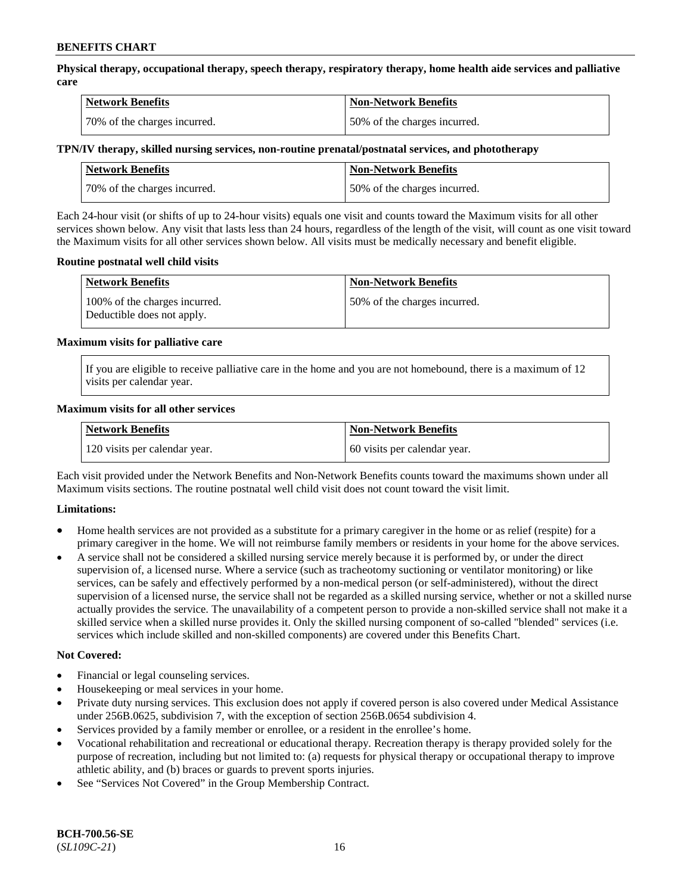**Physical therapy, occupational therapy, speech therapy, respiratory therapy, home health aide services and palliative care**

| Network Benefits | Non-Network Benefits |
| --- | --- |
| 70% of the charges incurred. | 50% of the charges incurred. |

**TPN/IV therapy, skilled nursing services, non-routine prenatal/postnatal services, and phototherapy**

| Network Benefits | Non-Network Benefits |
| --- | --- |
| 70% of the charges incurred. | 50% of the charges incurred. |

Each 24-hour visit (or shifts of up to 24-hour visits) equals one visit and counts toward the Maximum visits for all other services shown below. Any visit that lasts less than 24 hours, regardless of the length of the visit, will count as one visit toward the Maximum visits for all other services shown below. All visits must be medically necessary and benefit eligible.

**Routine postnatal well child visits**

| Network Benefits | Non-Network Benefits |
| --- | --- |
| 100% of the charges incurred. Deductible does not apply. | 50% of the charges incurred. |

**Maximum visits for palliative care**

If you are eligible to receive palliative care in the home and you are not homebound, there is a maximum of 12 visits per calendar year.

**Maximum visits for all other services**

| Network Benefits | Non-Network Benefits |
| --- | --- |
| 120 visits per calendar year. | 60 visits per calendar year. |

Each visit provided under the Network Benefits and Non-Network Benefits counts toward the maximums shown under all Maximum visits sections. The routine postnatal well child visit does not count toward the visit limit.

**Limitations:**

- Home health services are not provided as a substitute for a primary caregiver in the home or as relief (respite) for a primary caregiver in the home. We will not reimburse family members or residents in your home for the above services.
- A service shall not be considered a skilled nursing service merely because it is performed by, or under the direct supervision of, a licensed nurse. Where a service (such as tracheotomy suctioning or ventilator monitoring) or like services, can be safely and effectively performed by a non-medical person (or self-administered), without the direct supervision of a licensed nurse, the service shall not be regarded as a skilled nursing service, whether or not a skilled nurse actually provides the service. The unavailability of a competent person to provide a non-skilled service shall not make it a skilled service when a skilled nurse provides it. Only the skilled nursing component of so-called "blended" services (i.e. services which include skilled and non-skilled components) are covered under this Benefits Chart.

**Not Covered:**

- Financial or legal counseling services.
- Housekeeping or meal services in your home.
- Private duty nursing services. This exclusion does not apply if covered person is also covered under Medical Assistance under 256B.0625, subdivision 7, with the exception of section 256B.0654 subdivision 4.
- Services provided by a family member or enrollee, or a resident in the enrollee's home.
- Vocational rehabilitation and recreational or educational therapy. Recreation therapy is therapy provided solely for the purpose of recreation, including but not limited to: (a) requests for physical therapy or occupational therapy to improve athletic ability, and (b) braces or guards to prevent sports injuries.
- See "Services Not Covered" in the Group Membership Contract.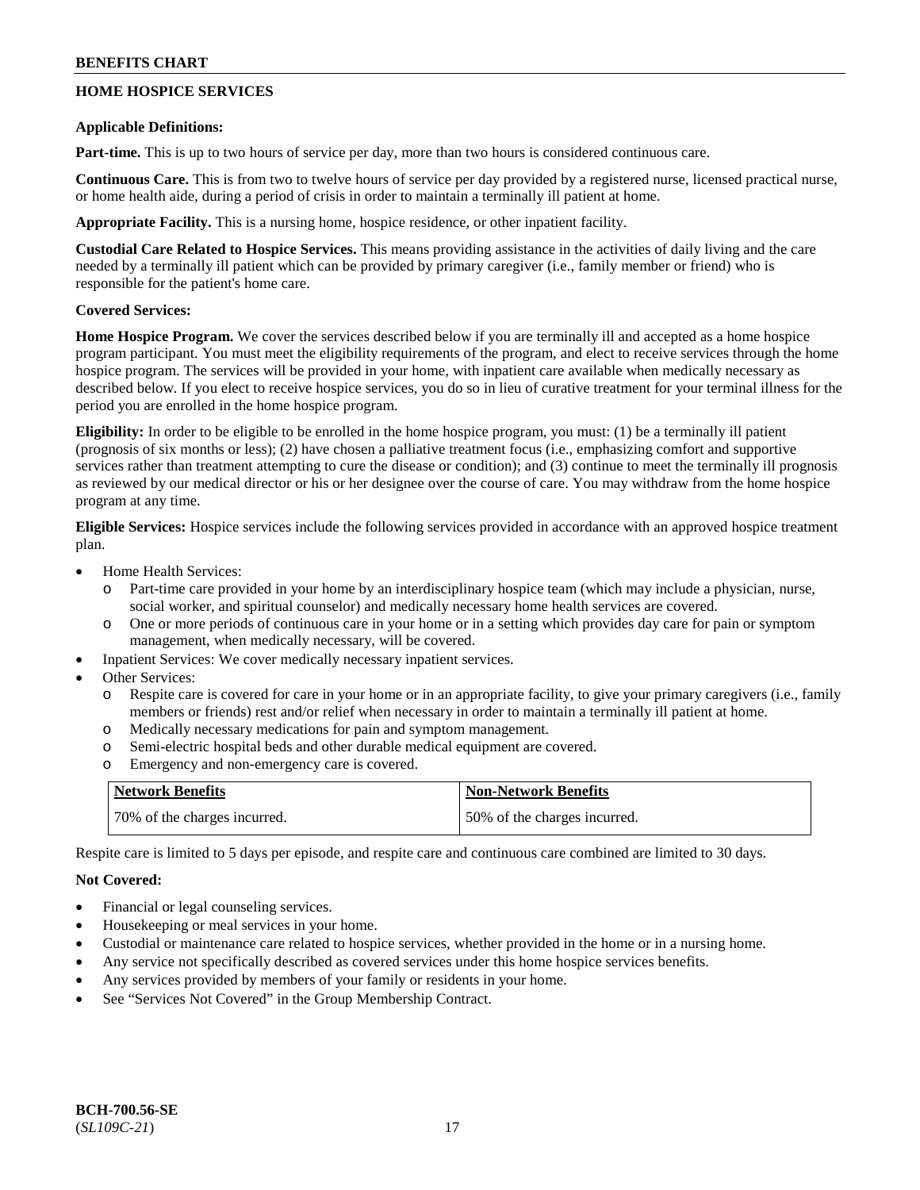## HOME HOSPICE SERVICES

**Applicable Definitions:**

**Part-time.** This is up to two hours of service per day, more than two hours is considered continuous care.

**Continuous Care.** This is from two to twelve hours of service per day provided by a registered nurse, licensed practical nurse, or home health aide, during a period of crisis in order to maintain a terminally ill patient at home.

**Appropriate Facility.** This is a nursing home, hospice residence, or other inpatient facility.

**Custodial Care Related to Hospice Services.** This means providing assistance in the activities of daily living and the care needed by a terminally ill patient which can be provided by primary caregiver (i.e., family member or friend) who is responsible for the patient's home care.

**Covered Services:**

**Home Hospice Program.** We cover the services described below if you are terminally ill and accepted as a home hospice program participant. You must meet the eligibility requirements of the program, and elect to receive services through the home hospice program. The services will be provided in your home, with inpatient care available when medically necessary as described below. If you elect to receive hospice services, you do so in lieu of curative treatment for your terminal illness for the period you are enrolled in the home hospice program.

**Eligibility:** In order to be eligible to be enrolled in the home hospice program, you must: (1) be a terminally ill patient (prognosis of six months or less); (2) have chosen a palliative treatment focus (i.e., emphasizing comfort and supportive services rather than treatment attempting to cure the disease or condition); and (3) continue to meet the terminally ill prognosis as reviewed by our medical director or his or her designee over the course of care. You may withdraw from the home hospice program at any time.

**Eligible Services:** Hospice services include the following services provided in accordance with an approved hospice treatment plan.

- Home Health Services:
  - Part-time care provided in your home by an interdisciplinary hospice team (which may include a physician, nurse, social worker, and spiritual counselor) and medically necessary home health services are covered.
  - One or more periods of continuous care in your home or in a setting which provides day care for pain or symptom management, when medically necessary, will be covered.
- Inpatient Services: We cover medically necessary inpatient services.
- Other Services:
  - Respite care is covered for care in your home or in an appropriate facility, to give your primary caregivers (i.e., family members or friends) rest and/or relief when necessary in order to maintain a terminally ill patient at home.
  - Medically necessary medications for pain and symptom management.
  - Semi-electric hospital beds and other durable medical equipment are covered.
  - Emergency and non-emergency care is covered.

| Network Benefits | Non-Network Benefits |
|---|---|
| 70% of the charges incurred. | 50% of the charges incurred. |

Respite care is limited to 5 days per episode, and respite care and continuous care combined are limited to 30 days.

**Not Covered:**

- Financial or legal counseling services.
- Housekeeping or meal services in your home.
- Custodial or maintenance care related to hospice services, whether provided in the home or in a nursing home.
- Any service not specifically described as covered services under this home hospice services benefits.
- Any services provided by members of your family or residents in your home.
- See "Services Not Covered" in the Group Membership Contract.

BCH-700.56-SE
(*SL109C-21*)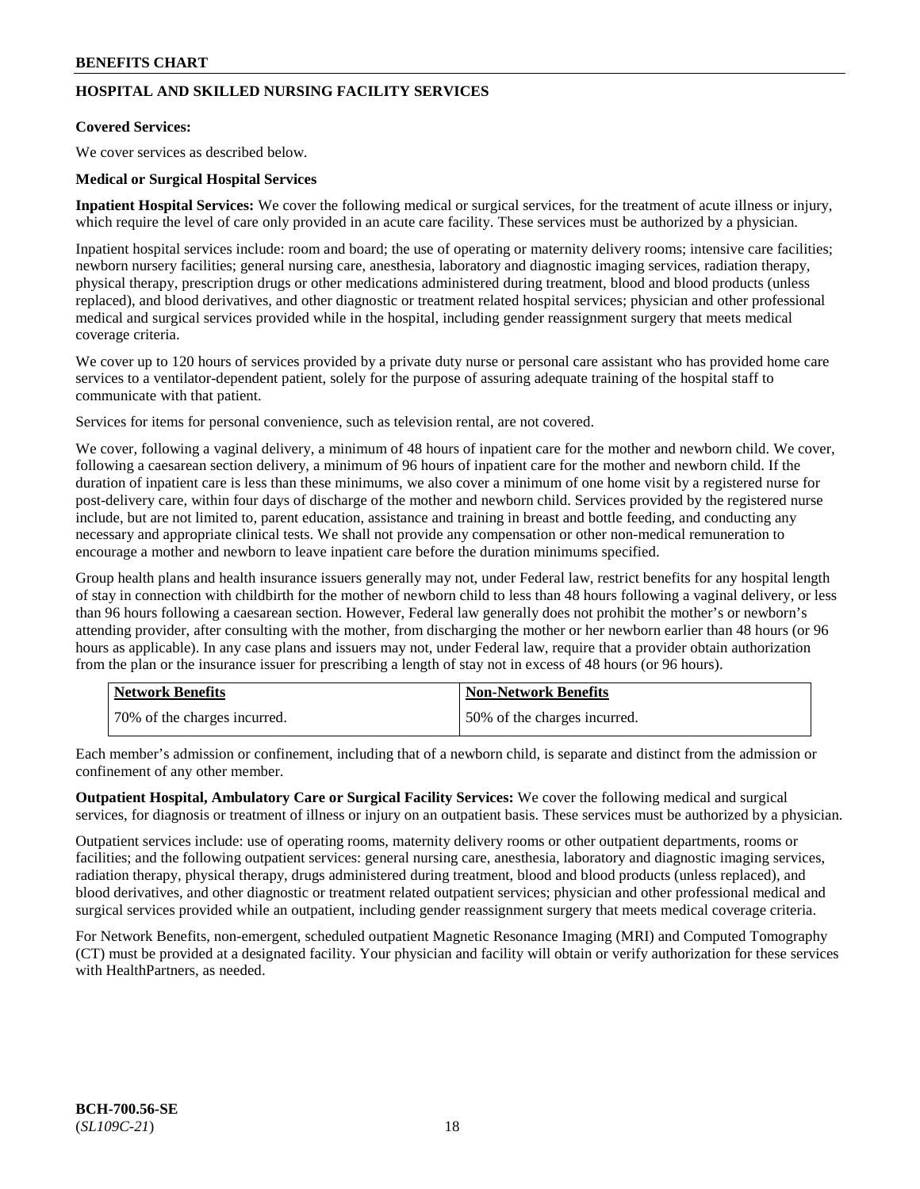## HOSPITAL AND SKILLED NURSING FACILITY SERVICES

**Covered Services:**

We cover services as described below.

**Medical or Surgical Hospital Services**

**Inpatient Hospital Services:** We cover the following medical or surgical services, for the treatment of acute illness or injury, which require the level of care only provided in an acute care facility. These services must be authorized by a physician.

Inpatient hospital services include: room and board; the use of operating or maternity delivery rooms; intensive care facilities; newborn nursery facilities; general nursing care, anesthesia, laboratory and diagnostic imaging services, radiation therapy, physical therapy, prescription drugs or other medications administered during treatment, blood and blood products (unless replaced), and blood derivatives, and other diagnostic or treatment related hospital services; physician and other professional medical and surgical services provided while in the hospital, including gender reassignment surgery that meets medical coverage criteria.

We cover up to 120 hours of services provided by a private duty nurse or personal care assistant who has provided home care services to a ventilator-dependent patient, solely for the purpose of assuring adequate training of the hospital staff to communicate with that patient.

Services for items for personal convenience, such as television rental, are not covered.

We cover, following a vaginal delivery, a minimum of 48 hours of inpatient care for the mother and newborn child. We cover, following a caesarean section delivery, a minimum of 96 hours of inpatient care for the mother and newborn child. If the duration of inpatient care is less than these minimums, we also cover a minimum of one home visit by a registered nurse for post-delivery care, within four days of discharge of the mother and newborn child. Services provided by the registered nurse include, but are not limited to, parent education, assistance and training in breast and bottle feeding, and conducting any necessary and appropriate clinical tests. We shall not provide any compensation or other non-medical remuneration to encourage a mother and newborn to leave inpatient care before the duration minimums specified.

Group health plans and health insurance issuers generally may not, under Federal law, restrict benefits for any hospital length of stay in connection with childbirth for the mother of newborn child to less than 48 hours following a vaginal delivery, or less than 96 hours following a caesarean section. However, Federal law generally does not prohibit the mother's or newborn's attending provider, after consulting with the mother, from discharging the mother or her newborn earlier than 48 hours (or 96 hours as applicable). In any case plans and issuers may not, under Federal law, require that a provider obtain authorization from the plan or the insurance issuer for prescribing a length of stay not in excess of 48 hours (or 96 hours).

| Network Benefits | Non-Network Benefits |
|---|---|
| 70% of the charges incurred. | 50% of the charges incurred. |

Each member's admission or confinement, including that of a newborn child, is separate and distinct from the admission or confinement of any other member.

**Outpatient Hospital, Ambulatory Care or Surgical Facility Services:** We cover the following medical and surgical services, for diagnosis or treatment of illness or injury on an outpatient basis. These services must be authorized by a physician.

Outpatient services include: use of operating rooms, maternity delivery rooms or other outpatient departments, rooms or facilities; and the following outpatient services: general nursing care, anesthesia, laboratory and diagnostic imaging services, radiation therapy, physical therapy, drugs administered during treatment, blood and blood products (unless replaced), and blood derivatives, and other diagnostic or treatment related outpatient services; physician and other professional medical and surgical services provided while an outpatient, including gender reassignment surgery that meets medical coverage criteria.

For Network Benefits, non-emergent, scheduled outpatient Magnetic Resonance Imaging (MRI) and Computed Tomography (CT) must be provided at a designated facility. Your physician and facility will obtain or verify authorization for these services with HealthPartners, as needed.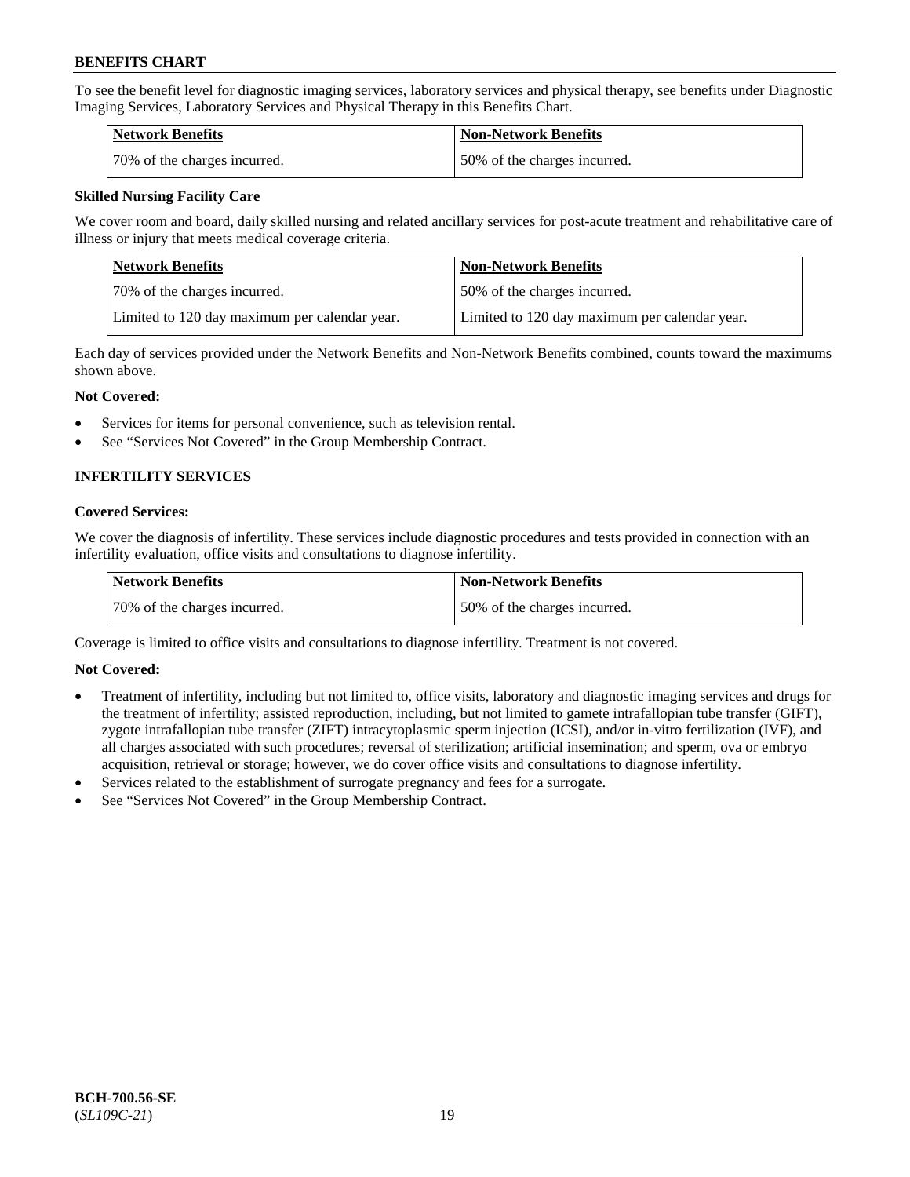To see the benefit level for diagnostic imaging services, laboratory services and physical therapy, see benefits under Diagnostic Imaging Services, Laboratory Services and Physical Therapy in this Benefits Chart.

| Network Benefits | Non-Network Benefits |
| --- | --- |
| 70% of the charges incurred. | 50% of the charges incurred. |

**Skilled Nursing Facility Care**

We cover room and board, daily skilled nursing and related ancillary services for post-acute treatment and rehabilitative care of illness or injury that meets medical coverage criteria.

| Network Benefits | Non-Network Benefits |
| --- | --- |
| 70% of the charges incurred. | 50% of the charges incurred. |
| Limited to 120 day maximum per calendar year. | Limited to 120 day maximum per calendar year. |

Each day of services provided under the Network Benefits and Non-Network Benefits combined, counts toward the maximums shown above.

**Not Covered:**

- Services for items for personal convenience, such as television rental.
- See "Services Not Covered" in the Group Membership Contract.

## INFERTILITY SERVICES

**Covered Services:**

We cover the diagnosis of infertility. These services include diagnostic procedures and tests provided in connection with an infertility evaluation, office visits and consultations to diagnose infertility.

| Network Benefits | Non-Network Benefits |
| --- | --- |
| 70% of the charges incurred. | 50% of the charges incurred. |

Coverage is limited to office visits and consultations to diagnose infertility. Treatment is not covered.

**Not Covered:**

- Treatment of infertility, including but not limited to, office visits, laboratory and diagnostic imaging services and drugs for the treatment of infertility; assisted reproduction, including, but not limited to gamete intrafallopian tube transfer (GIFT), zygote intrafallopian tube transfer (ZIFT) intracytoplasmic sperm injection (ICSI), and/or in-vitro fertilization (IVF), and all charges associated with such procedures; reversal of sterilization; artificial insemination; and sperm, ova or embryo acquisition, retrieval or storage; however, we do cover office visits and consultations to diagnose infertility.
- Services related to the establishment of surrogate pregnancy and fees for a surrogate.
- See "Services Not Covered" in the Group Membership Contract.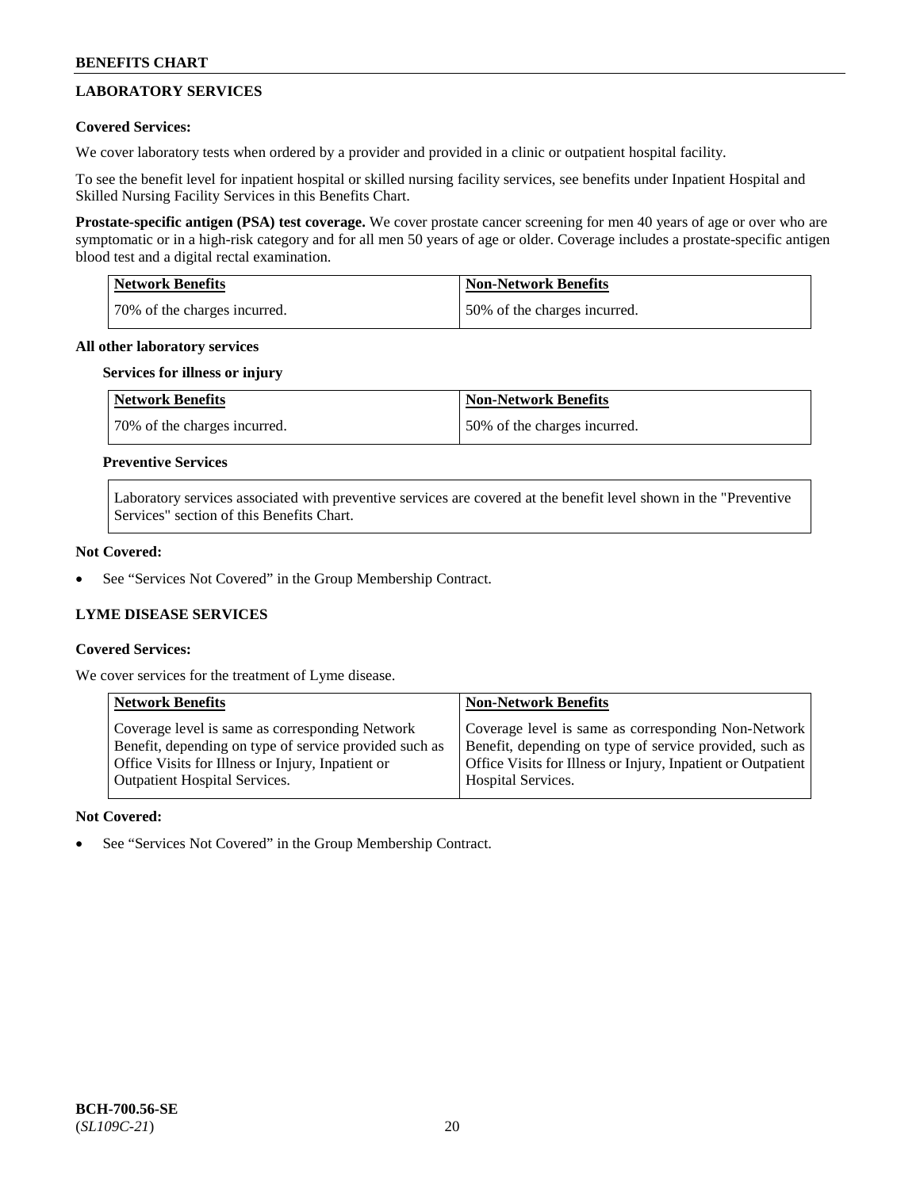## LABORATORY SERVICES

**Covered Services:**

We cover laboratory tests when ordered by a provider and provided in a clinic or outpatient hospital facility.

To see the benefit level for inpatient hospital or skilled nursing facility services, see benefits under Inpatient Hospital and Skilled Nursing Facility Services in this Benefits Chart.

**Prostate-specific antigen (PSA) test coverage.** We cover prostate cancer screening for men 40 years of age or over who are symptomatic or in a high-risk category and for all men 50 years of age or older. Coverage includes a prostate-specific antigen blood test and a digital rectal examination.

| Network Benefits | Non-Network Benefits |
|---|---|
| 70% of the charges incurred. | 50% of the charges incurred. |

**All other laboratory services**

**Services for illness or injury**

| Network Benefits | Non-Network Benefits |
|---|---|
| 70% of the charges incurred. | 50% of the charges incurred. |

**Preventive Services**

| Laboratory services associated with preventive services are covered at the benefit level shown in the "Preventive Services" section of this Benefits Chart. |
|---|

**Not Covered:**

- See "Services Not Covered" in the Group Membership Contract.

## LYME DISEASE SERVICES

**Covered Services:**

We cover services for the treatment of Lyme disease.

| Network Benefits | Non-Network Benefits |
|---|---|
| Coverage level is same as corresponding Network Benefit, depending on type of service provided such as Office Visits for Illness or Injury, Inpatient or Outpatient Hospital Services. | Coverage level is same as corresponding Non-Network Benefit, depending on type of service provided, such as Office Visits for Illness or Injury, Inpatient or Outpatient Hospital Services. |

**Not Covered:**

- See "Services Not Covered" in the Group Membership Contract.

BCH-700.56-SE
(*SL109C-21*)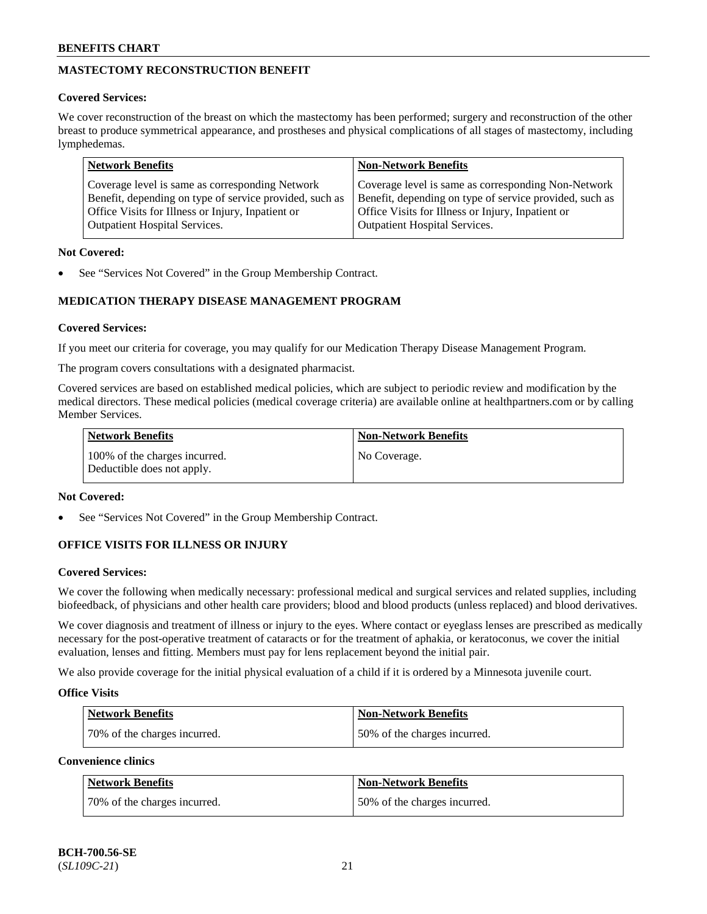## MASTECTOMY RECONSTRUCTION BENEFIT

**Covered Services:**

We cover reconstruction of the breast on which the mastectomy has been performed; surgery and reconstruction of the other breast to produce symmetrical appearance, and prostheses and physical complications of all stages of mastectomy, including lymphedemas.

| Network Benefits | Non-Network Benefits |
|---|---|
| Coverage level is same as corresponding Network Benefit, depending on type of service provided, such as Office Visits for Illness or Injury, Inpatient or Outpatient Hospital Services. | Coverage level is same as corresponding Non-Network Benefit, depending on type of service provided, such as Office Visits for Illness or Injury, Inpatient or Outpatient Hospital Services. |

**Not Covered:**

- See "Services Not Covered" in the Group Membership Contract.

## MEDICATION THERAPY DISEASE MANAGEMENT PROGRAM

**Covered Services:**

If you meet our criteria for coverage, you may qualify for our Medication Therapy Disease Management Program.

The program covers consultations with a designated pharmacist.

Covered services are based on established medical policies, which are subject to periodic review and modification by the medical directors. These medical policies (medical coverage criteria) are available online at healthpartners.com or by calling Member Services.

| Network Benefits | Non-Network Benefits |
|---|---|
| 100% of the charges incurred. Deductible does not apply. | No Coverage. |

**Not Covered:**

- See "Services Not Covered" in the Group Membership Contract.

## OFFICE VISITS FOR ILLNESS OR INJURY

**Covered Services:**

We cover the following when medically necessary: professional medical and surgical services and related supplies, including biofeedback, of physicians and other health care providers; blood and blood products (unless replaced) and blood derivatives.

We cover diagnosis and treatment of illness or injury to the eyes. Where contact or eyeglass lenses are prescribed as medically necessary for the post-operative treatment of cataracts or for the treatment of aphakia, or keratoconus, we cover the initial evaluation, lenses and fitting. Members must pay for lens replacement beyond the initial pair.

We also provide coverage for the initial physical evaluation of a child if it is ordered by a Minnesota juvenile court.

**Office Visits**

| Network Benefits | Non-Network Benefits |
|---|---|
| 70% of the charges incurred. | 50% of the charges incurred. |

**Convenience clinics**

| Network Benefits | Non-Network Benefits |
|---|---|
| 70% of the charges incurred. | 50% of the charges incurred. |

BCH-700.56-SE
(*SL109C-21*)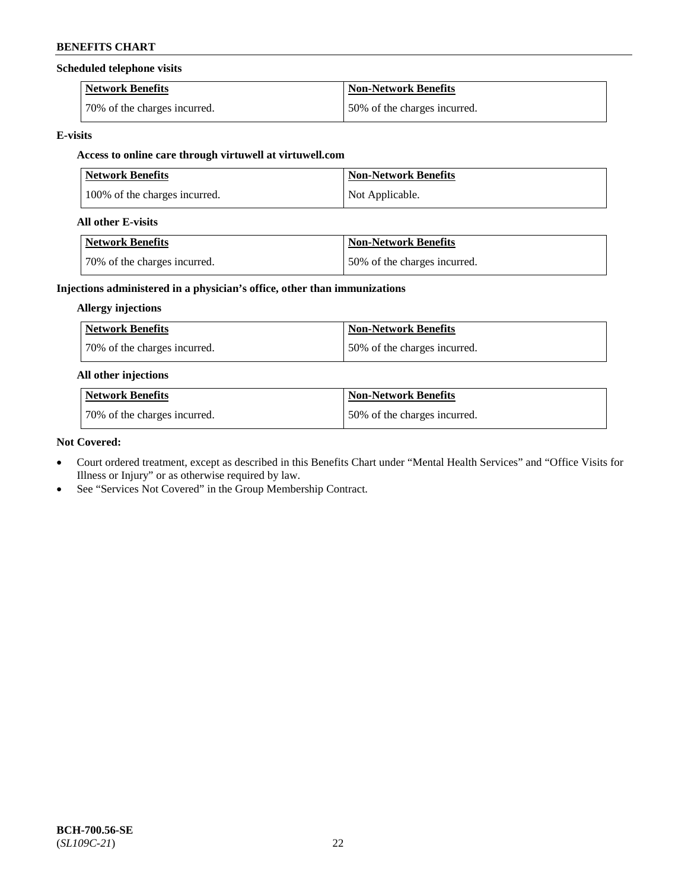**Scheduled telephone visits**

| Network Benefits | Non-Network Benefits |
| --- | --- |
| 70% of the charges incurred. | 50% of the charges incurred. |

**E-visits**

**Access to online care through virtuwell at virtuwell.com**

| Network Benefits | Non-Network Benefits |
| --- | --- |
| 100% of the charges incurred. | Not Applicable. |

**All other E-visits**

| Network Benefits | Non-Network Benefits |
| --- | --- |
| 70% of the charges incurred. | 50% of the charges incurred. |

**Injections administered in a physician's office, other than immunizations**

**Allergy injections**

| Network Benefits | Non-Network Benefits |
| --- | --- |
| 70% of the charges incurred. | 50% of the charges incurred. |

**All other injections**

| Network Benefits | Non-Network Benefits |
| --- | --- |
| 70% of the charges incurred. | 50% of the charges incurred. |

**Not Covered:**

- Court ordered treatment, except as described in this Benefits Chart under "Mental Health Services" and "Office Visits for Illness or Injury" or as otherwise required by law.
- See "Services Not Covered" in the Group Membership Contract.

**BCH-700.56-SE**
(*SL109C-21*)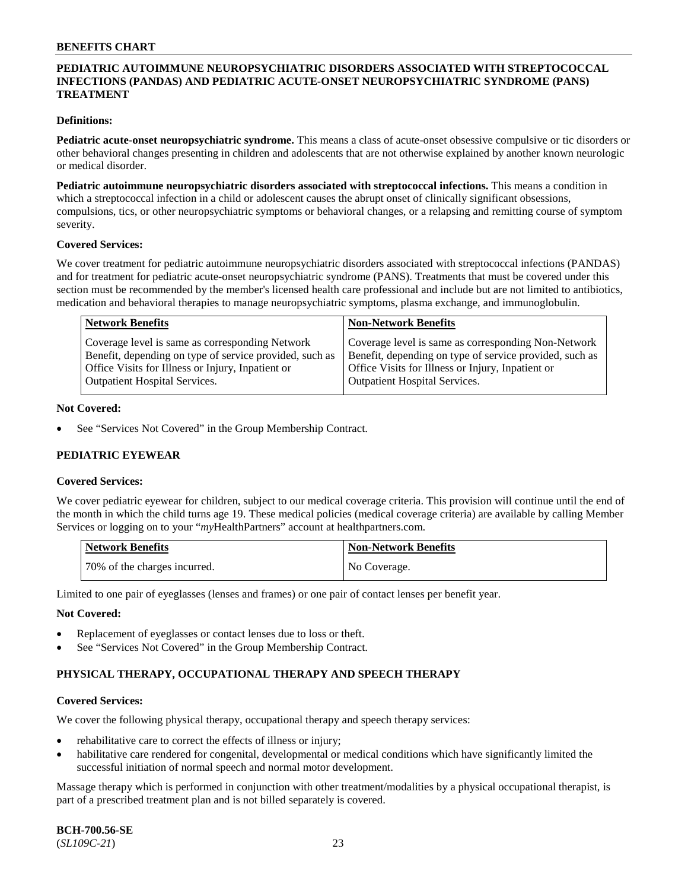## PEDIATRIC AUTOIMMUNE NEUROPSYCHIATRIC DISORDERS ASSOCIATED WITH STREPTOCOCCAL INFECTIONS (PANDAS) AND PEDIATRIC ACUTE-ONSET NEUROPSYCHIATRIC SYNDROME (PANS) TREATMENT

**Definitions:**

**Pediatric acute-onset neuropsychiatric syndrome.** This means a class of acute-onset obsessive compulsive or tic disorders or other behavioral changes presenting in children and adolescents that are not otherwise explained by another known neurologic or medical disorder.

**Pediatric autoimmune neuropsychiatric disorders associated with streptococcal infections.** This means a condition in which a streptococcal infection in a child or adolescent causes the abrupt onset of clinically significant obsessions, compulsions, tics, or other neuropsychiatric symptoms or behavioral changes, or a relapsing and remitting course of symptom severity.

**Covered Services:**

We cover treatment for pediatric autoimmune neuropsychiatric disorders associated with streptococcal infections (PANDAS) and for treatment for pediatric acute-onset neuropsychiatric syndrome (PANS). Treatments that must be covered under this section must be recommended by the member's licensed health care professional and include but are not limited to antibiotics, medication and behavioral therapies to manage neuropsychiatric symptoms, plasma exchange, and immunoglobulin.

| Network Benefits | Non-Network Benefits |
|---|---|
| Coverage level is same as corresponding Network Benefit, depending on type of service provided, such as Office Visits for Illness or Injury, Inpatient or Outpatient Hospital Services. | Coverage level is same as corresponding Non-Network Benefit, depending on type of service provided, such as Office Visits for Illness or Injury, Inpatient or Outpatient Hospital Services. |

**Not Covered:**

- See "Services Not Covered" in the Group Membership Contract.

## PEDIATRIC EYEWEAR

**Covered Services:**

We cover pediatric eyewear for children, subject to our medical coverage criteria. This provision will continue until the end of the month in which the child turns age 19. These medical policies (medical coverage criteria) are available by calling Member Services or logging on to your "*my*HealthPartners" account at healthpartners.com.

| Network Benefits | Non-Network Benefits |
|---|---|
| 70% of the charges incurred. | No Coverage. |

Limited to one pair of eyeglasses (lenses and frames) or one pair of contact lenses per benefit year.

**Not Covered:**

- Replacement of eyeglasses or contact lenses due to loss or theft.
- See "Services Not Covered" in the Group Membership Contract.

## PHYSICAL THERAPY, OCCUPATIONAL THERAPY AND SPEECH THERAPY

**Covered Services:**

We cover the following physical therapy, occupational therapy and speech therapy services:

- rehabilitative care to correct the effects of illness or injury;
- habilitative care rendered for congenital, developmental or medical conditions which have significantly limited the successful initiation of normal speech and normal motor development.

Massage therapy which is performed in conjunction with other treatment/modalities by a physical occupational therapist, is part of a prescribed treatment plan and is not billed separately is covered.

**BCH-700.56-SE**
(*SL109C-21*)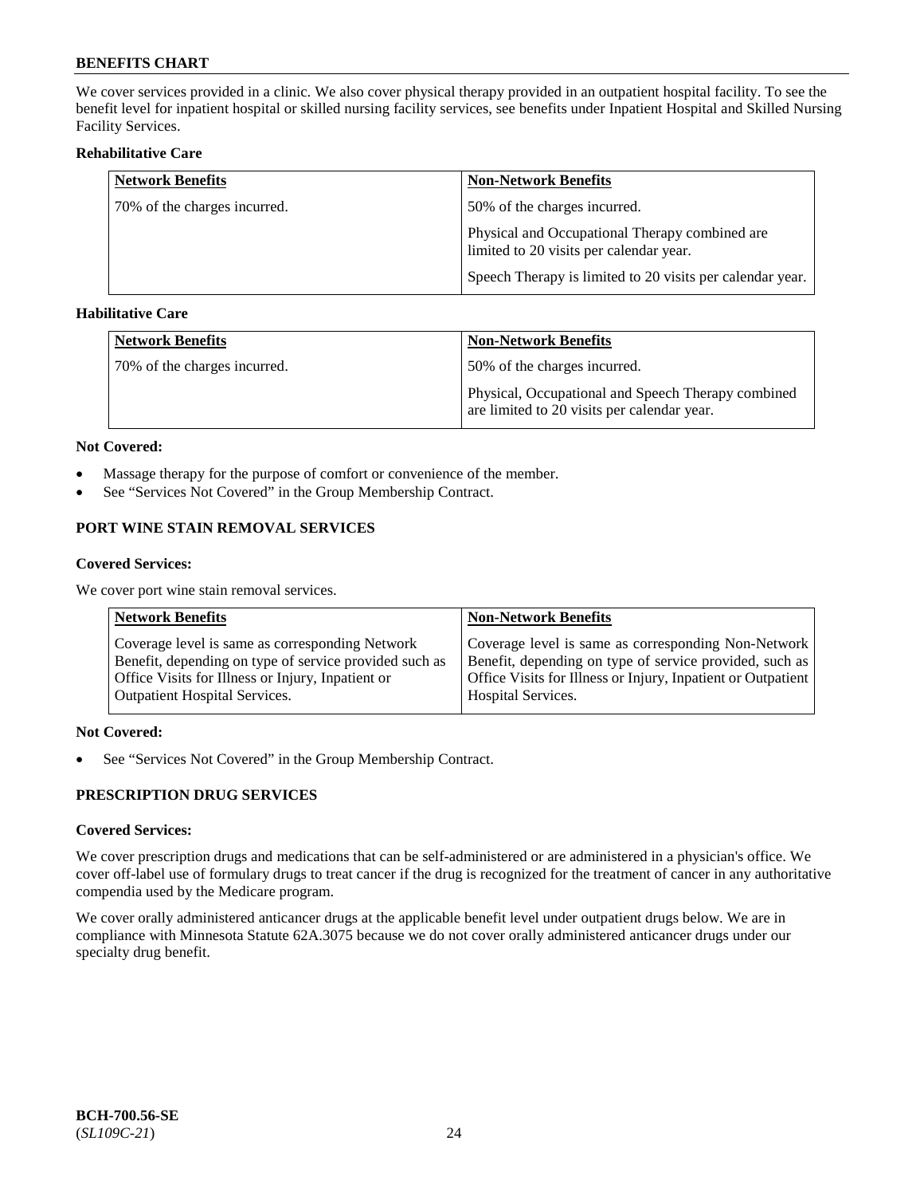We cover services provided in a clinic. We also cover physical therapy provided in an outpatient hospital facility. To see the benefit level for inpatient hospital or skilled nursing facility services, see benefits under Inpatient Hospital and Skilled Nursing Facility Services.

**Rehabilitative Care**

| Network Benefits | Non-Network Benefits |
|---|---|
| 70% of the charges incurred. | 50% of the charges incurred.<br><br>Physical and Occupational Therapy combined are limited to 20 visits per calendar year.<br><br>Speech Therapy is limited to 20 visits per calendar year. |

**Habilitative Care**

| Network Benefits | Non-Network Benefits |
|---|---|
| 70% of the charges incurred. | 50% of the charges incurred.<br><br>Physical, Occupational and Speech Therapy combined are limited to 20 visits per calendar year. |

**Not Covered:**

- Massage therapy for the purpose of comfort or convenience of the member.
- See "Services Not Covered" in the Group Membership Contract.

## PORT WINE STAIN REMOVAL SERVICES

**Covered Services:**

We cover port wine stain removal services.

| Network Benefits | Non-Network Benefits |
|---|---|
| Coverage level is same as corresponding Network Benefit, depending on type of service provided such as Office Visits for Illness or Injury, Inpatient or Outpatient Hospital Services. | Coverage level is same as corresponding Non-Network Benefit, depending on type of service provided, such as Office Visits for Illness or Injury, Inpatient or Outpatient Hospital Services. |

**Not Covered:**

- See "Services Not Covered" in the Group Membership Contract.

## PRESCRIPTION DRUG SERVICES

**Covered Services:**

We cover prescription drugs and medications that can be self-administered or are administered in a physician's office. We cover off-label use of formulary drugs to treat cancer if the drug is recognized for the treatment of cancer in any authoritative compendia used by the Medicare program.

We cover orally administered anticancer drugs at the applicable benefit level under outpatient drugs below. We are in compliance with Minnesota Statute 62A.3075 because we do not cover orally administered anticancer drugs under our specialty drug benefit.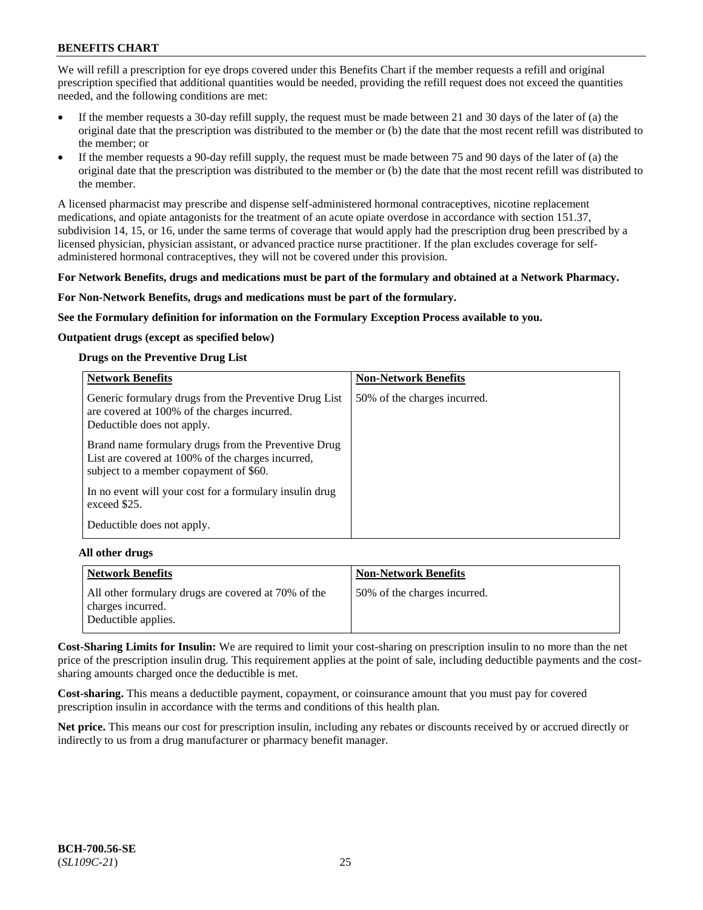We will refill a prescription for eye drops covered under this Benefits Chart if the member requests a refill and original prescription specified that additional quantities would be needed, providing the refill request does not exceed the quantities needed, and the following conditions are met:

- If the member requests a 30-day refill supply, the request must be made between 21 and 30 days of the later of (a) the original date that the prescription was distributed to the member or (b) the date that the most recent refill was distributed to the member; or
- If the member requests a 90-day refill supply, the request must be made between 75 and 90 days of the later of (a) the original date that the prescription was distributed to the member or (b) the date that the most recent refill was distributed to the member.

A licensed pharmacist may prescribe and dispense self-administered hormonal contraceptives, nicotine replacement medications, and opiate antagonists for the treatment of an acute opiate overdose in accordance with section 151.37, subdivision 14, 15, or 16, under the same terms of coverage that would apply had the prescription drug been prescribed by a licensed physician, physician assistant, or advanced practice nurse practitioner. If the plan excludes coverage for self-administered hormonal contraceptives, they will not be covered under this provision.

**For Network Benefits, drugs and medications must be part of the formulary and obtained at a Network Pharmacy.**

**For Non-Network Benefits, drugs and medications must be part of the formulary.**

**See the Formulary definition for information on the Formulary Exception Process available to you.**

**Outpatient drugs (except as specified below)**

**Drugs on the Preventive Drug List**

| Network Benefits | Non-Network Benefits |
|---|---|
| Generic formulary drugs from the Preventive Drug List are covered at 100% of the charges incurred. Deductible does not apply.<br><br>Brand name formulary drugs from the Preventive Drug List are covered at 100% of the charges incurred, subject to a member copayment of $60.<br><br>In no event will your cost for a formulary insulin drug exceed $25.<br><br>Deductible does not apply. | 50% of the charges incurred. |

**All other drugs**

| Network Benefits | Non-Network Benefits |
|---|---|
| All other formulary drugs are covered at 70% of the charges incurred. Deductible applies. | 50% of the charges incurred. |

**Cost-Sharing Limits for Insulin:** We are required to limit your cost-sharing on prescription insulin to no more than the net price of the prescription insulin drug. This requirement applies at the point of sale, including deductible payments and the cost-sharing amounts charged once the deductible is met.

**Cost-sharing.** This means a deductible payment, copayment, or coinsurance amount that you must pay for covered prescription insulin in accordance with the terms and conditions of this health plan.

**Net price.** This means our cost for prescription insulin, including any rebates or discounts received by or accrued directly or indirectly to us from a drug manufacturer or pharmacy benefit manager.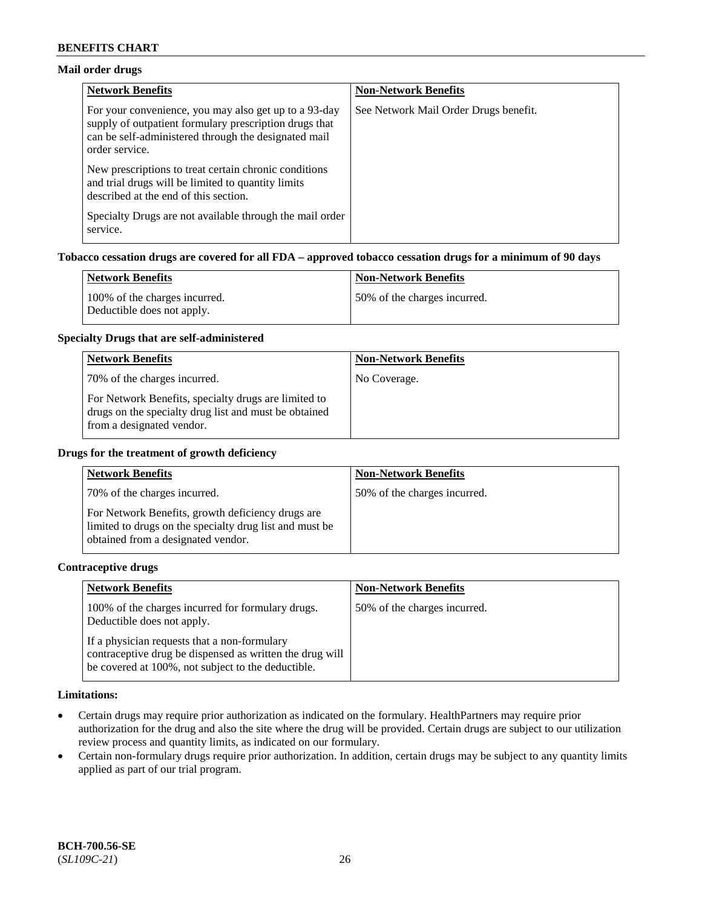**Mail order drugs**

| Network Benefits | Non-Network Benefits |
|---|---|
| For your convenience, you may also get up to a 93-day supply of outpatient formulary prescription drugs that can be self-administered through the designated mail order service.<br><br>New prescriptions to treat certain chronic conditions and trial drugs will be limited to quantity limits described at the end of this section.<br><br>Specialty Drugs are not available through the mail order service. | See Network Mail Order Drugs benefit. |

**Tobacco cessation drugs are covered for all FDA – approved tobacco cessation drugs for a minimum of 90 days**

| Network Benefits | Non-Network Benefits |
|---|---|
| 100% of the charges incurred.<br>Deductible does not apply. | 50% of the charges incurred. |

**Specialty Drugs that are self-administered**

| Network Benefits | Non-Network Benefits |
|---|---|
| 70% of the charges incurred.<br><br>For Network Benefits, specialty drugs are limited to drugs on the specialty drug list and must be obtained from a designated vendor. | No Coverage. |

**Drugs for the treatment of growth deficiency**

| Network Benefits | Non-Network Benefits |
|---|---|
| 70% of the charges incurred.<br><br>For Network Benefits, growth deficiency drugs are limited to drugs on the specialty drug list and must be obtained from a designated vendor. | 50% of the charges incurred. |

**Contraceptive drugs**

| Network Benefits | Non-Network Benefits |
|---|---|
| 100% of the charges incurred for formulary drugs. Deductible does not apply.<br><br>If a physician requests that a non-formulary contraceptive drug be dispensed as written the drug will be covered at 100%, not subject to the deductible. | 50% of the charges incurred. |

**Limitations:**

- Certain drugs may require prior authorization as indicated on the formulary. HealthPartners may require prior authorization for the drug and also the site where the drug will be provided. Certain drugs are subject to our utilization review process and quantity limits, as indicated on our formulary.
- Certain non-formulary drugs require prior authorization. In addition, certain drugs may be subject to any quantity limits applied as part of our trial program.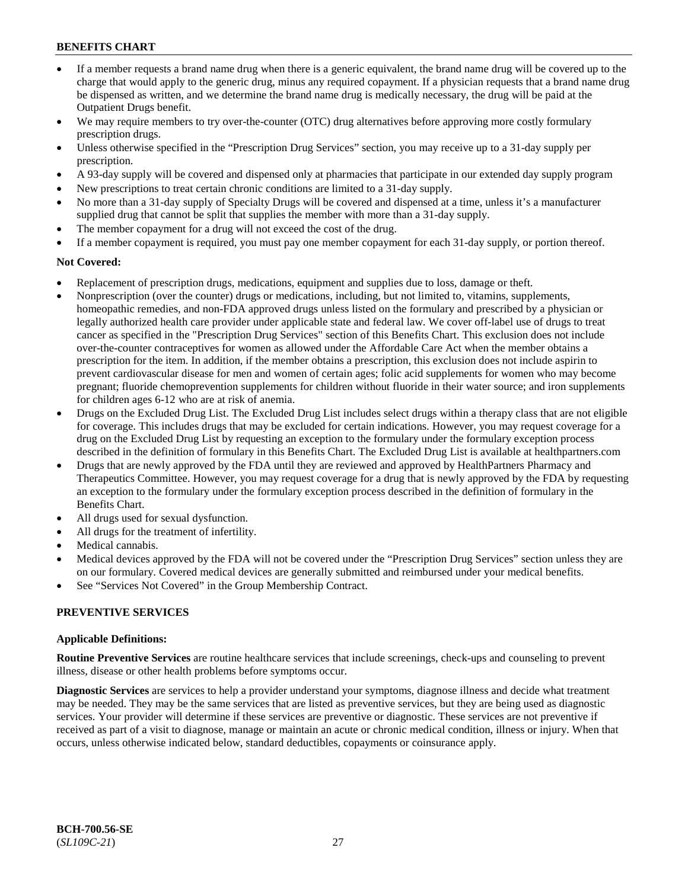- If a member requests a brand name drug when there is a generic equivalent, the brand name drug will be covered up to the charge that would apply to the generic drug, minus any required copayment. If a physician requests that a brand name drug be dispensed as written, and we determine the brand name drug is medically necessary, the drug will be paid at the Outpatient Drugs benefit.
- We may require members to try over-the-counter (OTC) drug alternatives before approving more costly formulary prescription drugs.
- Unless otherwise specified in the "Prescription Drug Services" section, you may receive up to a 31-day supply per prescription.
- A 93-day supply will be covered and dispensed only at pharmacies that participate in our extended day supply program
- New prescriptions to treat certain chronic conditions are limited to a 31-day supply.
- No more than a 31-day supply of Specialty Drugs will be covered and dispensed at a time, unless it's a manufacturer supplied drug that cannot be split that supplies the member with more than a 31-day supply.
- The member copayment for a drug will not exceed the cost of the drug.
- If a member copayment is required, you must pay one member copayment for each 31-day supply, or portion thereof.

**Not Covered:**

- Replacement of prescription drugs, medications, equipment and supplies due to loss, damage or theft.
- Nonprescription (over the counter) drugs or medications, including, but not limited to, vitamins, supplements, homeopathic remedies, and non-FDA approved drugs unless listed on the formulary and prescribed by a physician or legally authorized health care provider under applicable state and federal law. We cover off-label use of drugs to treat cancer as specified in the "Prescription Drug Services" section of this Benefits Chart. This exclusion does not include over-the-counter contraceptives for women as allowed under the Affordable Care Act when the member obtains a prescription for the item. In addition, if the member obtains a prescription, this exclusion does not include aspirin to prevent cardiovascular disease for men and women of certain ages; folic acid supplements for women who may become pregnant; fluoride chemoprevention supplements for children without fluoride in their water source; and iron supplements for children ages 6-12 who are at risk of anemia.
- Drugs on the Excluded Drug List. The Excluded Drug List includes select drugs within a therapy class that are not eligible for coverage. This includes drugs that may be excluded for certain indications. However, you may request coverage for a drug on the Excluded Drug List by requesting an exception to the formulary under the formulary exception process described in the definition of formulary in this Benefits Chart. The Excluded Drug List is available at healthpartners.com
- Drugs that are newly approved by the FDA until they are reviewed and approved by HealthPartners Pharmacy and Therapeutics Committee. However, you may request coverage for a drug that is newly approved by the FDA by requesting an exception to the formulary under the formulary exception process described in the definition of formulary in the Benefits Chart.
- All drugs used for sexual dysfunction.
- All drugs for the treatment of infertility.
- Medical cannabis.
- Medical devices approved by the FDA will not be covered under the "Prescription Drug Services" section unless they are on our formulary. Covered medical devices are generally submitted and reimbursed under your medical benefits.
- See "Services Not Covered" in the Group Membership Contract.

## PREVENTIVE SERVICES

**Applicable Definitions:**

**Routine Preventive Services** are routine healthcare services that include screenings, check-ups and counseling to prevent illness, disease or other health problems before symptoms occur.

**Diagnostic Services** are services to help a provider understand your symptoms, diagnose illness and decide what treatment may be needed. They may be the same services that are listed as preventive services, but they are being used as diagnostic services. Your provider will determine if these services are preventive or diagnostic. These services are not preventive if received as part of a visit to diagnose, manage or maintain an acute or chronic medical condition, illness or injury. When that occurs, unless otherwise indicated below, standard deductibles, copayments or coinsurance apply.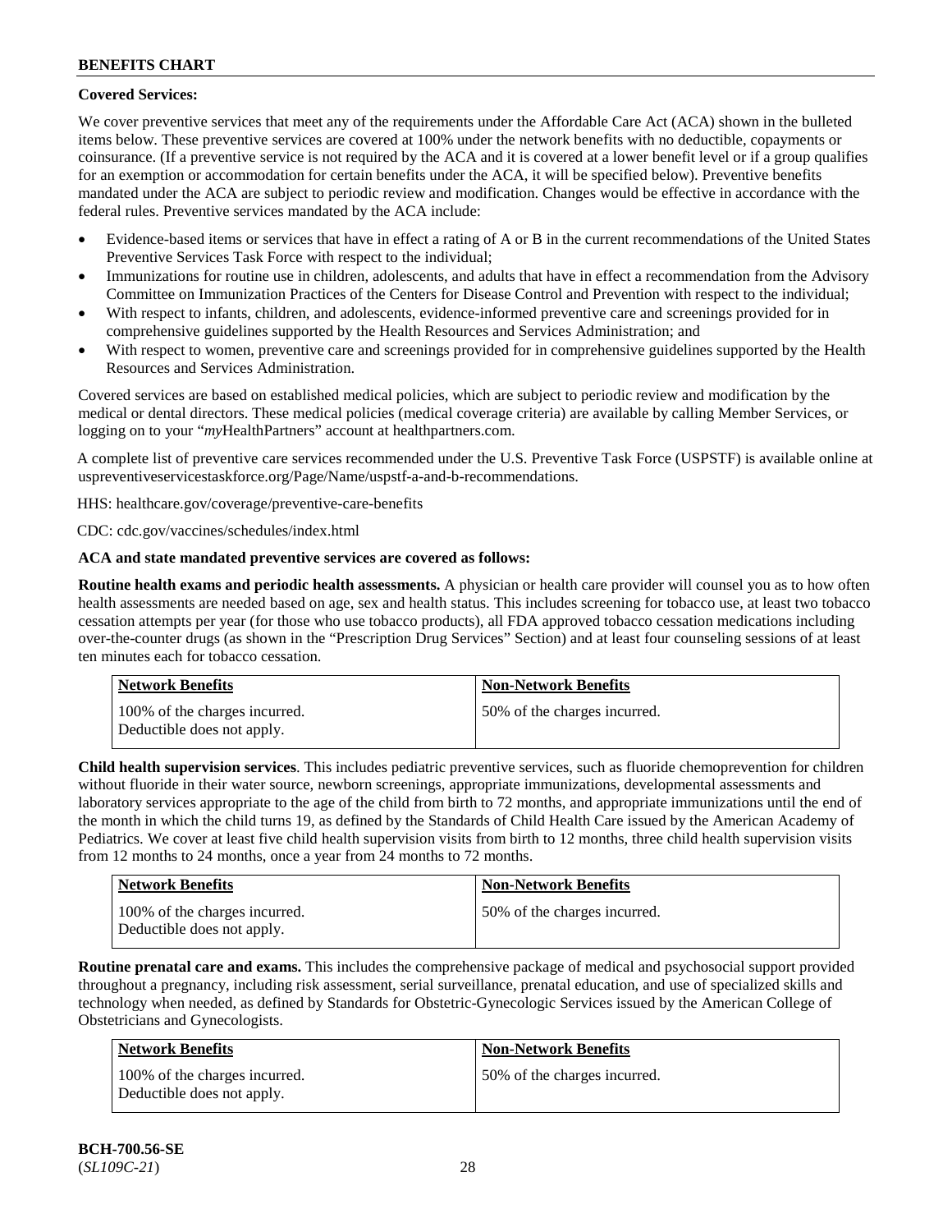**Covered Services:**

We cover preventive services that meet any of the requirements under the Affordable Care Act (ACA) shown in the bulleted items below. These preventive services are covered at 100% under the network benefits with no deductible, copayments or coinsurance. (If a preventive service is not required by the ACA and it is covered at a lower benefit level or if a group qualifies for an exemption or accommodation for certain benefits under the ACA, it will be specified below). Preventive benefits mandated under the ACA are subject to periodic review and modification. Changes would be effective in accordance with the federal rules. Preventive services mandated by the ACA include:

- Evidence-based items or services that have in effect a rating of A or B in the current recommendations of the United States Preventive Services Task Force with respect to the individual;
- Immunizations for routine use in children, adolescents, and adults that have in effect a recommendation from the Advisory Committee on Immunization Practices of the Centers for Disease Control and Prevention with respect to the individual;
- With respect to infants, children, and adolescents, evidence-informed preventive care and screenings provided for in comprehensive guidelines supported by the Health Resources and Services Administration; and
- With respect to women, preventive care and screenings provided for in comprehensive guidelines supported by the Health Resources and Services Administration.

Covered services are based on established medical policies, which are subject to periodic review and modification by the medical or dental directors. These medical policies (medical coverage criteria) are available by calling Member Services, or logging on to your "*my*HealthPartners" account at healthpartners.com.

A complete list of preventive care services recommended under the U.S. Preventive Task Force (USPSTF) is available online at uspreventiveservicestaskforce.org/Page/Name/uspstf-a-and-b-recommendations.

HHS: healthcare.gov/coverage/preventive-care-benefits

CDC: cdc.gov/vaccines/schedules/index.html

**ACA and state mandated preventive services are covered as follows:**

**Routine health exams and periodic health assessments.** A physician or health care provider will counsel you as to how often health assessments are needed based on age, sex and health status. This includes screening for tobacco use, at least two tobacco cessation attempts per year (for those who use tobacco products), all FDA approved tobacco cessation medications including over-the-counter drugs (as shown in the "Prescription Drug Services" Section) and at least four counseling sessions of at least ten minutes each for tobacco cessation.

| Network Benefits | Non-Network Benefits |
|---|---|
| 100% of the charges incurred. Deductible does not apply. | 50% of the charges incurred. |

**Child health supervision services**. This includes pediatric preventive services, such as fluoride chemoprevention for children without fluoride in their water source, newborn screenings, appropriate immunizations, developmental assessments and laboratory services appropriate to the age of the child from birth to 72 months, and appropriate immunizations until the end of the month in which the child turns 19, as defined by the Standards of Child Health Care issued by the American Academy of Pediatrics. We cover at least five child health supervision visits from birth to 12 months, three child health supervision visits from 12 months to 24 months, once a year from 24 months to 72 months.

| Network Benefits | Non-Network Benefits |
|---|---|
| 100% of the charges incurred. Deductible does not apply. | 50% of the charges incurred. |

**Routine prenatal care and exams.** This includes the comprehensive package of medical and psychosocial support provided throughout a pregnancy, including risk assessment, serial surveillance, prenatal education, and use of specialized skills and technology when needed, as defined by Standards for Obstetric-Gynecologic Services issued by the American College of Obstetricians and Gynecologists.

| Network Benefits | Non-Network Benefits |
|---|---|
| 100% of the charges incurred. Deductible does not apply. | 50% of the charges incurred. |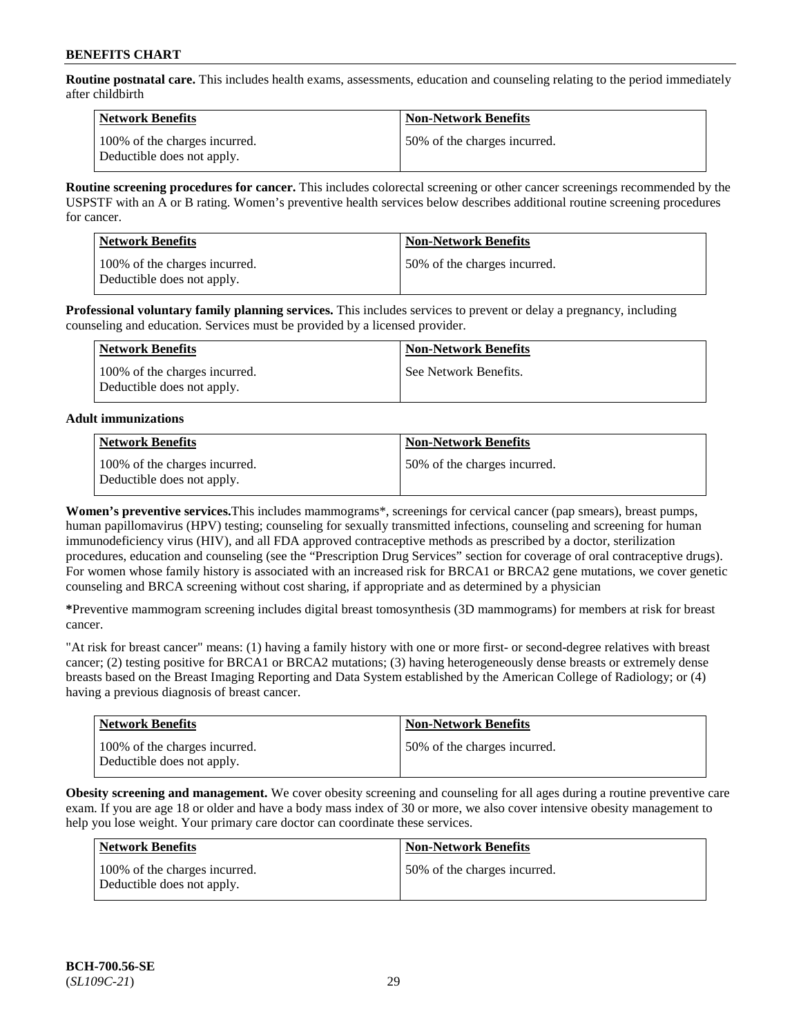**Routine postnatal care.** This includes health exams, assessments, education and counseling relating to the period immediately after childbirth

| Network Benefits | Non-Network Benefits |
|---|---|
| 100% of the charges incurred. Deductible does not apply. | 50% of the charges incurred. |

**Routine screening procedures for cancer.** This includes colorectal screening or other cancer screenings recommended by the USPSTF with an A or B rating. Women's preventive health services below describes additional routine screening procedures for cancer.

| Network Benefits | Non-Network Benefits |
|---|---|
| 100% of the charges incurred. Deductible does not apply. | 50% of the charges incurred. |

**Professional voluntary family planning services.** This includes services to prevent or delay a pregnancy, including counseling and education. Services must be provided by a licensed provider.

| Network Benefits | Non-Network Benefits |
|---|---|
| 100% of the charges incurred. Deductible does not apply. | See Network Benefits. |

**Adult immunizations**

| Network Benefits | Non-Network Benefits |
|---|---|
| 100% of the charges incurred. Deductible does not apply. | 50% of the charges incurred. |

**Women's preventive services.**This includes mammograms*, screenings for cervical cancer (pap smears), breast pumps, human papillomavirus (HPV) testing; counseling for sexually transmitted infections, counseling and screening for human immunodeficiency virus (HIV), and all FDA approved contraceptive methods as prescribed by a doctor, sterilization procedures, education and counseling (see the "Prescription Drug Services" section for coverage of oral contraceptive drugs). For women whose family history is associated with an increased risk for BRCA1 or BRCA2 gene mutations, we cover genetic counseling and BRCA screening without cost sharing, if appropriate and as determined by a physician

**\***Preventive mammogram screening includes digital breast tomosynthesis (3D mammograms) for members at risk for breast cancer.

"At risk for breast cancer" means: (1) having a family history with one or more first- or second-degree relatives with breast cancer; (2) testing positive for BRCA1 or BRCA2 mutations; (3) having heterogeneously dense breasts or extremely dense breasts based on the Breast Imaging Reporting and Data System established by the American College of Radiology; or (4) having a previous diagnosis of breast cancer.

| Network Benefits | Non-Network Benefits |
|---|---|
| 100% of the charges incurred. Deductible does not apply. | 50% of the charges incurred. |

**Obesity screening and management.** We cover obesity screening and counseling for all ages during a routine preventive care exam. If you are age 18 or older and have a body mass index of 30 or more, we also cover intensive obesity management to help you lose weight. Your primary care doctor can coordinate these services.

| Network Benefits | Non-Network Benefits |
|---|---|
| 100% of the charges incurred. Deductible does not apply. | 50% of the charges incurred. |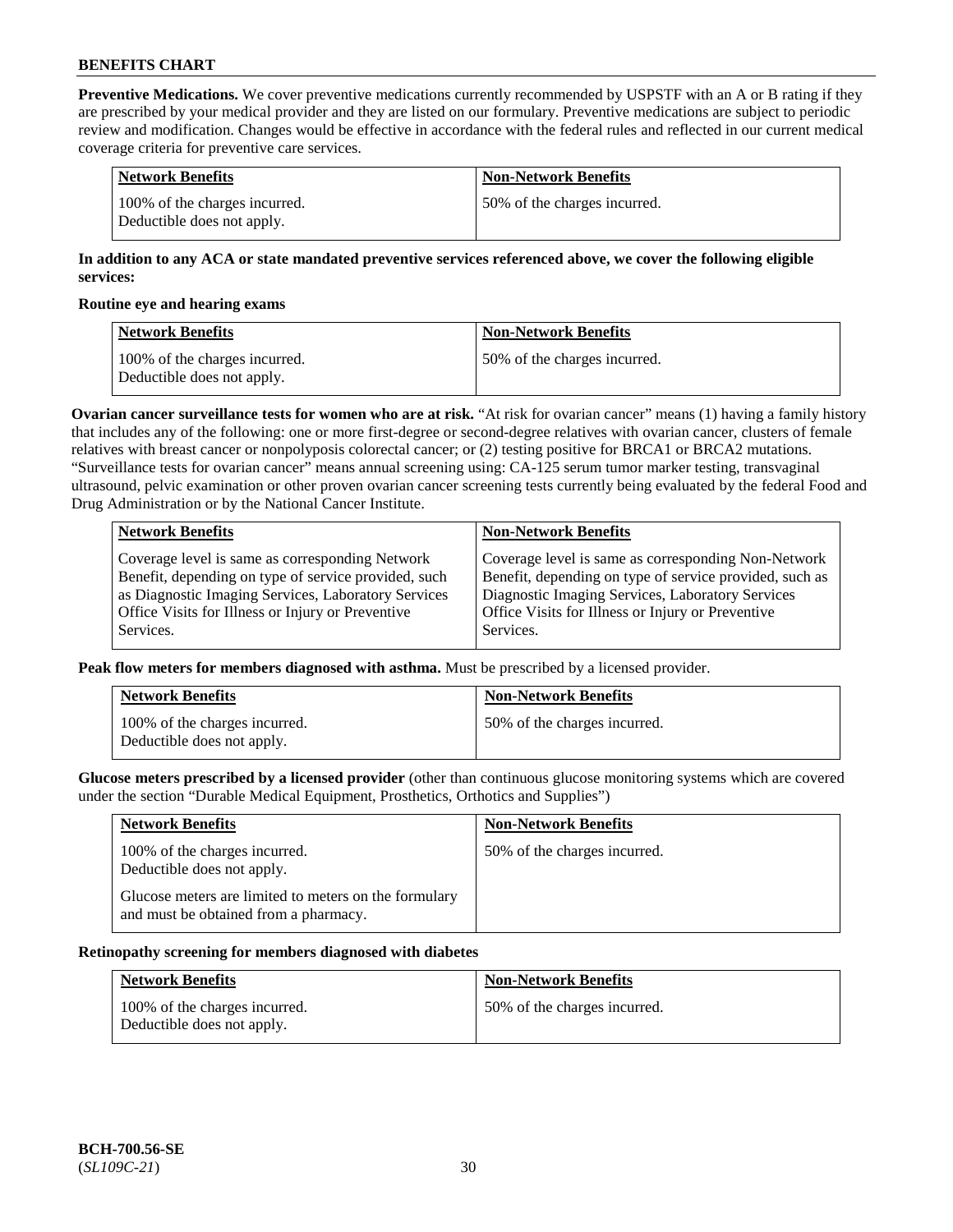**Preventive Medications.** We cover preventive medications currently recommended by USPSTF with an A or B rating if they are prescribed by your medical provider and they are listed on our formulary. Preventive medications are subject to periodic review and modification. Changes would be effective in accordance with the federal rules and reflected in our current medical coverage criteria for preventive care services.

| Network Benefits | Non-Network Benefits |
|---|---|
| 100% of the charges incurred. Deductible does not apply. | 50% of the charges incurred. |

**In addition to any ACA or state mandated preventive services referenced above, we cover the following eligible services:**

**Routine eye and hearing exams**

| Network Benefits | Non-Network Benefits |
|---|---|
| 100% of the charges incurred. Deductible does not apply. | 50% of the charges incurred. |

**Ovarian cancer surveillance tests for women who are at risk.** "At risk for ovarian cancer" means (1) having a family history that includes any of the following: one or more first-degree or second-degree relatives with ovarian cancer, clusters of female relatives with breast cancer or nonpolyposis colorectal cancer; or (2) testing positive for BRCA1 or BRCA2 mutations. "Surveillance tests for ovarian cancer" means annual screening using: CA-125 serum tumor marker testing, transvaginal ultrasound, pelvic examination or other proven ovarian cancer screening tests currently being evaluated by the federal Food and Drug Administration or by the National Cancer Institute.

| Network Benefits | Non-Network Benefits |
|---|---|
| Coverage level is same as corresponding Network Benefit, depending on type of service provided, such as Diagnostic Imaging Services, Laboratory Services Office Visits for Illness or Injury or Preventive Services. | Coverage level is same as corresponding Non-Network Benefit, depending on type of service provided, such as Diagnostic Imaging Services, Laboratory Services Office Visits for Illness or Injury or Preventive Services. |

**Peak flow meters for members diagnosed with asthma.** Must be prescribed by a licensed provider.

| Network Benefits | Non-Network Benefits |
|---|---|
| 100% of the charges incurred. Deductible does not apply. | 50% of the charges incurred. |

**Glucose meters prescribed by a licensed provider** (other than continuous glucose monitoring systems which are covered under the section "Durable Medical Equipment, Prosthetics, Orthotics and Supplies")

| Network Benefits | Non-Network Benefits |
|---|---|
| 100% of the charges incurred. Deductible does not apply. Glucose meters are limited to meters on the formulary and must be obtained from a pharmacy. | 50% of the charges incurred. |

**Retinopathy screening for members diagnosed with diabetes**

| Network Benefits | Non-Network Benefits |
|---|---|
| 100% of the charges incurred. Deductible does not apply. | 50% of the charges incurred. |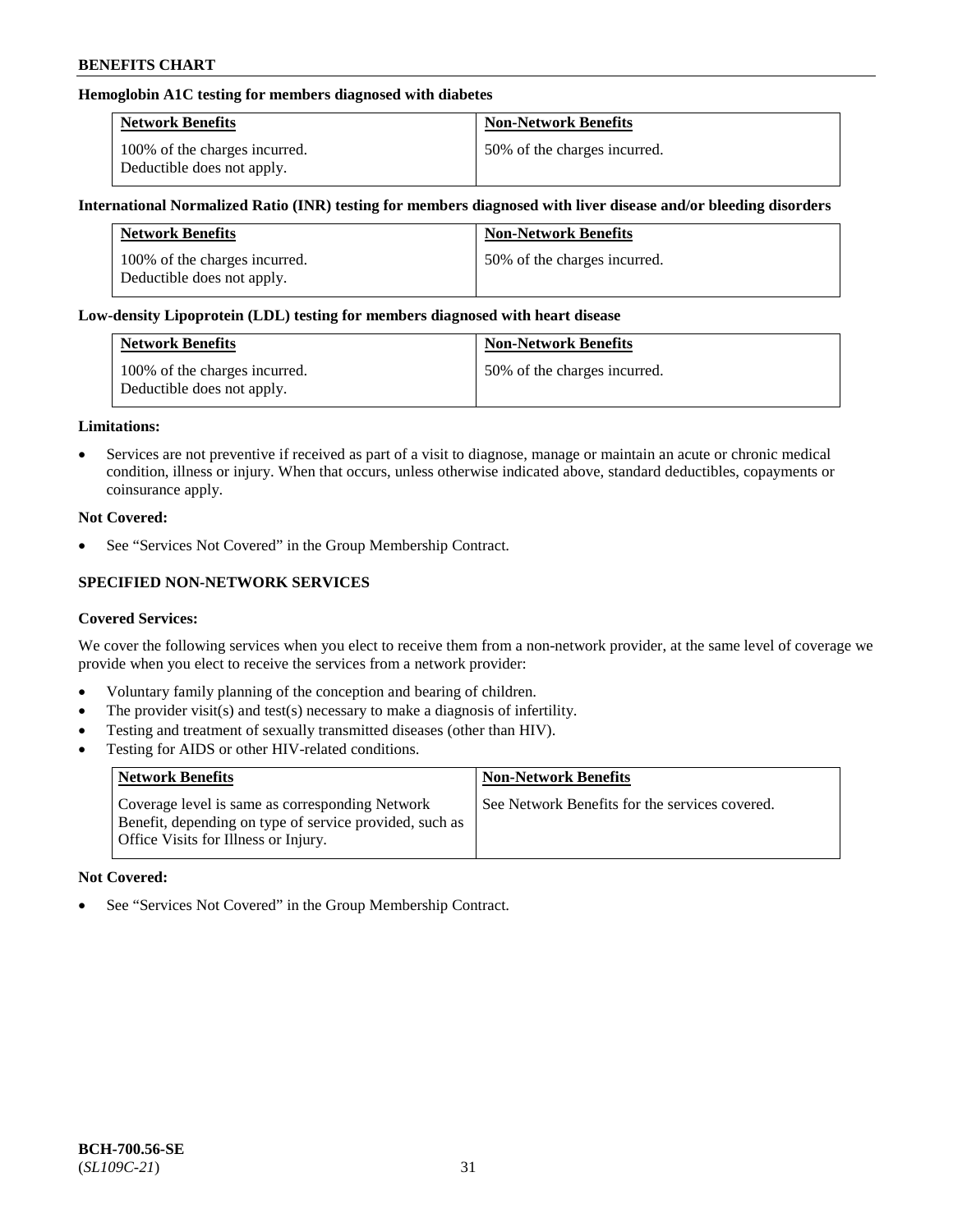**Hemoglobin A1C testing for members diagnosed with diabetes**

| Network Benefits | Non-Network Benefits |
| --- | --- |
| 100% of the charges incurred. Deductible does not apply. | 50% of the charges incurred. |

**International Normalized Ratio (INR) testing for members diagnosed with liver disease and/or bleeding disorders**

| Network Benefits | Non-Network Benefits |
| --- | --- |
| 100% of the charges incurred. Deductible does not apply. | 50% of the charges incurred. |

**Low-density Lipoprotein (LDL) testing for members diagnosed with heart disease**

| Network Benefits | Non-Network Benefits |
| --- | --- |
| 100% of the charges incurred. Deductible does not apply. | 50% of the charges incurred. |

**Limitations:**

- Services are not preventive if received as part of a visit to diagnose, manage or maintain an acute or chronic medical condition, illness or injury. When that occurs, unless otherwise indicated above, standard deductibles, copayments or coinsurance apply.

**Not Covered:**

- See "Services Not Covered" in the Group Membership Contract.

### SPECIFIED NON-NETWORK SERVICES

**Covered Services:**

We cover the following services when you elect to receive them from a non-network provider, at the same level of coverage we provide when you elect to receive the services from a network provider:

- Voluntary family planning of the conception and bearing of children.
- The provider visit(s) and test(s) necessary to make a diagnosis of infertility.
- Testing and treatment of sexually transmitted diseases (other than HIV).
- Testing for AIDS or other HIV-related conditions.

| Network Benefits | Non-Network Benefits |
| --- | --- |
| Coverage level is same as corresponding Network Benefit, depending on type of service provided, such as Office Visits for Illness or Injury. | See Network Benefits for the services covered. |

**Not Covered:**

- See "Services Not Covered" in the Group Membership Contract.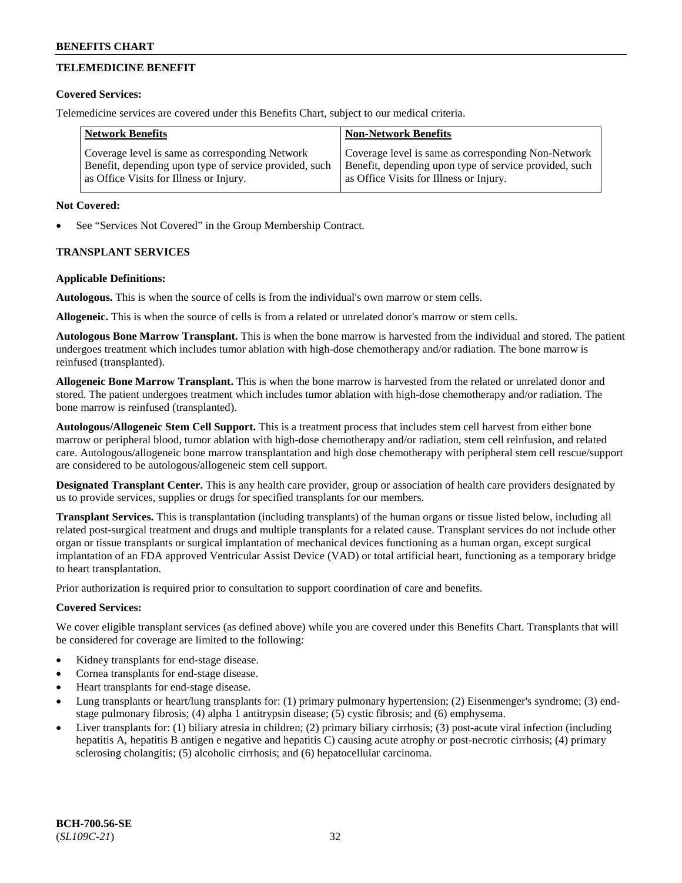## TELEMEDICINE BENEFIT

**Covered Services:**

Telemedicine services are covered under this Benefits Chart, subject to our medical criteria.

| Network Benefits | Non-Network Benefits |
|---|---|
| Coverage level is same as corresponding Network Benefit, depending upon type of service provided, such as Office Visits for Illness or Injury. | Coverage level is same as corresponding Non-Network Benefit, depending upon type of service provided, such as Office Visits for Illness or Injury. |

**Not Covered:**

- See "Services Not Covered" in the Group Membership Contract.

## TRANSPLANT SERVICES

**Applicable Definitions:**

**Autologous.** This is when the source of cells is from the individual's own marrow or stem cells.

**Allogeneic.** This is when the source of cells is from a related or unrelated donor's marrow or stem cells.

**Autologous Bone Marrow Transplant.** This is when the bone marrow is harvested from the individual and stored. The patient undergoes treatment which includes tumor ablation with high-dose chemotherapy and/or radiation. The bone marrow is reinfused (transplanted).

**Allogeneic Bone Marrow Transplant.** This is when the bone marrow is harvested from the related or unrelated donor and stored. The patient undergoes treatment which includes tumor ablation with high-dose chemotherapy and/or radiation. The bone marrow is reinfused (transplanted).

**Autologous/Allogeneic Stem Cell Support.** This is a treatment process that includes stem cell harvest from either bone marrow or peripheral blood, tumor ablation with high-dose chemotherapy and/or radiation, stem cell reinfusion, and related care. Autologous/allogeneic bone marrow transplantation and high dose chemotherapy with peripheral stem cell rescue/support are considered to be autologous/allogeneic stem cell support.

**Designated Transplant Center.** This is any health care provider, group or association of health care providers designated by us to provide services, supplies or drugs for specified transplants for our members.

**Transplant Services.** This is transplantation (including transplants) of the human organs or tissue listed below, including all related post-surgical treatment and drugs and multiple transplants for a related cause. Transplant services do not include other organ or tissue transplants or surgical implantation of mechanical devices functioning as a human organ, except surgical implantation of an FDA approved Ventricular Assist Device (VAD) or total artificial heart, functioning as a temporary bridge to heart transplantation.

Prior authorization is required prior to consultation to support coordination of care and benefits.

**Covered Services:**

We cover eligible transplant services (as defined above) while you are covered under this Benefits Chart. Transplants that will be considered for coverage are limited to the following:

- Kidney transplants for end-stage disease.
- Cornea transplants for end-stage disease.
- Heart transplants for end-stage disease.
- Lung transplants or heart/lung transplants for: (1) primary pulmonary hypertension; (2) Eisenmenger's syndrome; (3) end-stage pulmonary fibrosis; (4) alpha 1 antitrypsin disease; (5) cystic fibrosis; and (6) emphysema.
- Liver transplants for: (1) biliary atresia in children; (2) primary biliary cirrhosis; (3) post-acute viral infection (including hepatitis A, hepatitis B antigen e negative and hepatitis C) causing acute atrophy or post-necrotic cirrhosis; (4) primary sclerosing cholangitis; (5) alcoholic cirrhosis; and (6) hepatocellular carcinoma.

**BCH-700.56-SE**
(*SL109C-21*)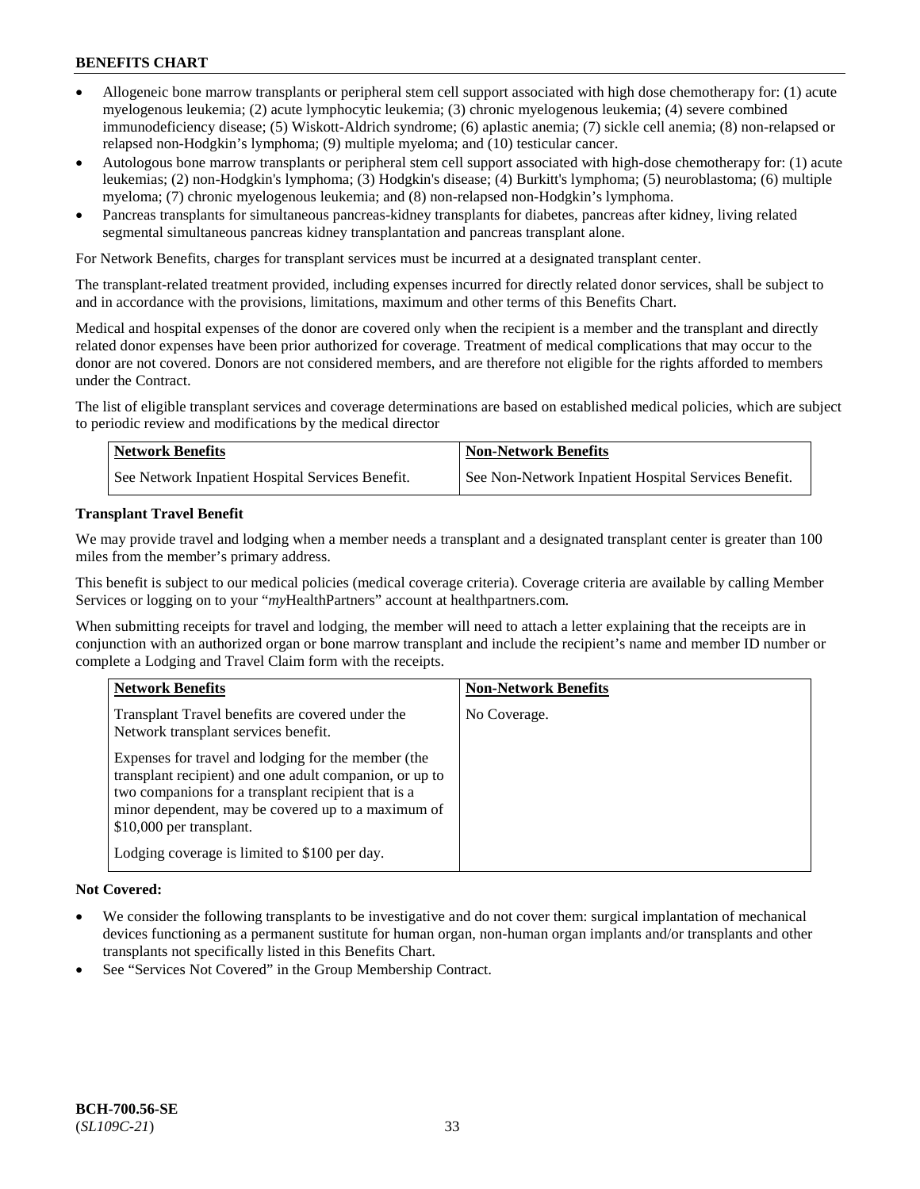- Allogeneic bone marrow transplants or peripheral stem cell support associated with high dose chemotherapy for: (1) acute myelogenous leukemia; (2) acute lymphocytic leukemia; (3) chronic myelogenous leukemia; (4) severe combined immunodeficiency disease; (5) Wiskott-Aldrich syndrome; (6) aplastic anemia; (7) sickle cell anemia; (8) non-relapsed or relapsed non-Hodgkin's lymphoma; (9) multiple myeloma; and (10) testicular cancer.
- Autologous bone marrow transplants or peripheral stem cell support associated with high-dose chemotherapy for: (1) acute leukemias; (2) non-Hodgkin's lymphoma; (3) Hodgkin's disease; (4) Burkitt's lymphoma; (5) neuroblastoma; (6) multiple myeloma; (7) chronic myelogenous leukemia; and (8) non-relapsed non-Hodgkin's lymphoma.
- Pancreas transplants for simultaneous pancreas-kidney transplants for diabetes, pancreas after kidney, living related segmental simultaneous pancreas kidney transplantation and pancreas transplant alone.

For Network Benefits, charges for transplant services must be incurred at a designated transplant center.

The transplant-related treatment provided, including expenses incurred for directly related donor services, shall be subject to and in accordance with the provisions, limitations, maximum and other terms of this Benefits Chart.

Medical and hospital expenses of the donor are covered only when the recipient is a member and the transplant and directly related donor expenses have been prior authorized for coverage. Treatment of medical complications that may occur to the donor are not covered. Donors are not considered members, and are therefore not eligible for the rights afforded to members under the Contract.

The list of eligible transplant services and coverage determinations are based on established medical policies, which are subject to periodic review and modifications by the medical director

| Network Benefits | Non-Network Benefits |
|---|---|
| See Network Inpatient Hospital Services Benefit. | See Non-Network Inpatient Hospital Services Benefit. |

**Transplant Travel Benefit**

We may provide travel and lodging when a member needs a transplant and a designated transplant center is greater than 100 miles from the member's primary address.

This benefit is subject to our medical policies (medical coverage criteria). Coverage criteria are available by calling Member Services or logging on to your "*my*HealthPartners" account at healthpartners.com.

When submitting receipts for travel and lodging, the member will need to attach a letter explaining that the receipts are in conjunction with an authorized organ or bone marrow transplant and include the recipient's name and member ID number or complete a Lodging and Travel Claim form with the receipts.

| Network Benefits | Non-Network Benefits |
|---|---|
| Transplant Travel benefits are covered under the Network transplant services benefit.<br><br>Expenses for travel and lodging for the member (the transplant recipient) and one adult companion, or up to two companions for a transplant recipient that is a minor dependent, may be covered up to a maximum of $10,000 per transplant.<br><br>Lodging coverage is limited to $100 per day. | No Coverage. |

**Not Covered:**

- We consider the following transplants to be investigative and do not cover them: surgical implantation of mechanical devices functioning as a permanent sustitute for human organ, non-human organ implants and/or transplants and other transplants not specifically listed in this Benefits Chart.
- See "Services Not Covered" in the Group Membership Contract.